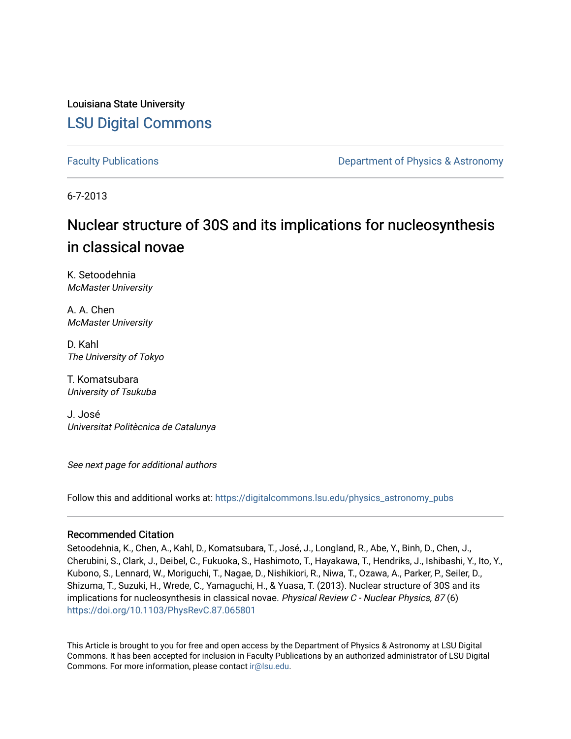Louisiana State University

# LSU Digital Commons

Faculty Publications | Department of Physics & Astronomy

6-7-2013

# Nuclear structure of 30S and its implications for nucleosynthesis in classical novae

K. Setoodehnia
*McMaster University*

A. A. Chen
*McMaster University*

D. Kahl
*The University of Tokyo*

T. Komatsubara
*University of Tsukuba*

J. José
*Universitat Politècnica de Catalunya*

*See next page for additional authors*

Follow this and additional works at: https://digitalcommons.lsu.edu/physics_astronomy_pubs

### Recommended Citation

Setoodehnia, K., Chen, A., Kahl, D., Komatsubara, T., José, J., Longland, R., Abe, Y., Binh, D., Chen, J., Cherubini, S., Clark, J., Deibel, C., Fukuoka, S., Hashimoto, T., Hayakawa, T., Hendriks, J., Ishibashi, Y., Ito, Y., Kubono, S., Lennard, W., Moriguchi, T., Nagae, D., Nishikiori, R., Niwa, T., Ozawa, A., Parker, P., Seiler, D., Shizuma, T., Suzuki, H., Wrede, C., Yamaguchi, H., & Yuasa, T. (2013). Nuclear structure of 30S and its implications for nucleosynthesis in classical novae. *Physical Review C - Nuclear Physics, 87* (6) https://doi.org/10.1103/PhysRevC.87.065801

This Article is brought to you for free and open access by the Department of Physics & Astronomy at LSU Digital Commons. It has been accepted for inclusion in Faculty Publications by an authorized administrator of LSU Digital Commons. For more information, please contact ir@lsu.edu.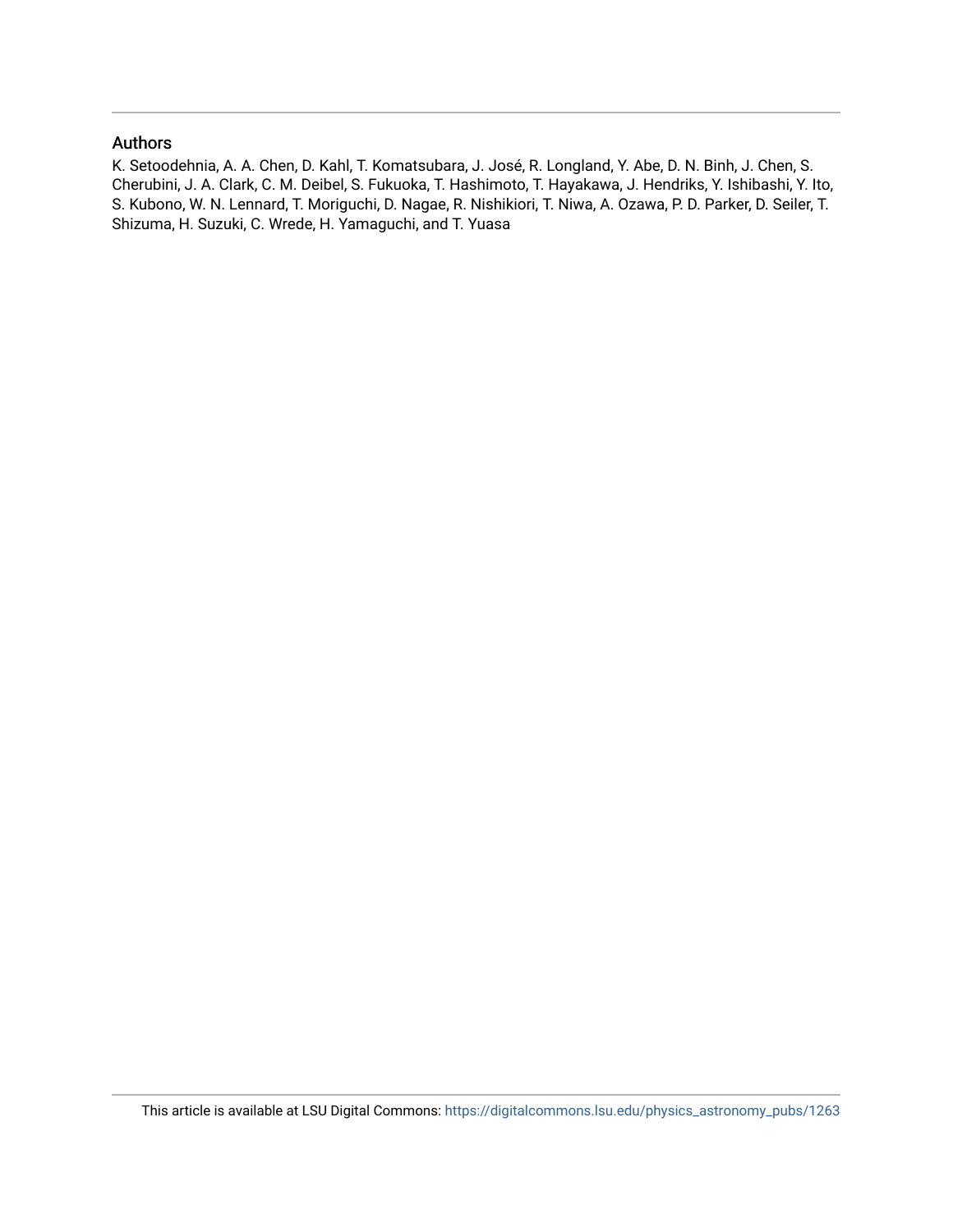## Authors

K. Setoodehnia, A. A. Chen, D. Kahl, T. Komatsubara, J. José, R. Longland, Y. Abe, D. N. Binh, J. Chen, S. Cherubini, J. A. Clark, C. M. Deibel, S. Fukuoka, T. Hashimoto, T. Hayakawa, J. Hendriks, Y. Ishibashi, Y. Ito, S. Kubono, W. N. Lennard, T. Moriguchi, D. Nagae, R. Nishikiori, T. Niwa, A. Ozawa, P. D. Parker, D. Seiler, T. Shizuma, H. Suzuki, C. Wrede, H. Yamaguchi, and T. Yuasa

This article is available at LSU Digital Commons: https://digitalcommons.lsu.edu/physics_astronomy_pubs/1263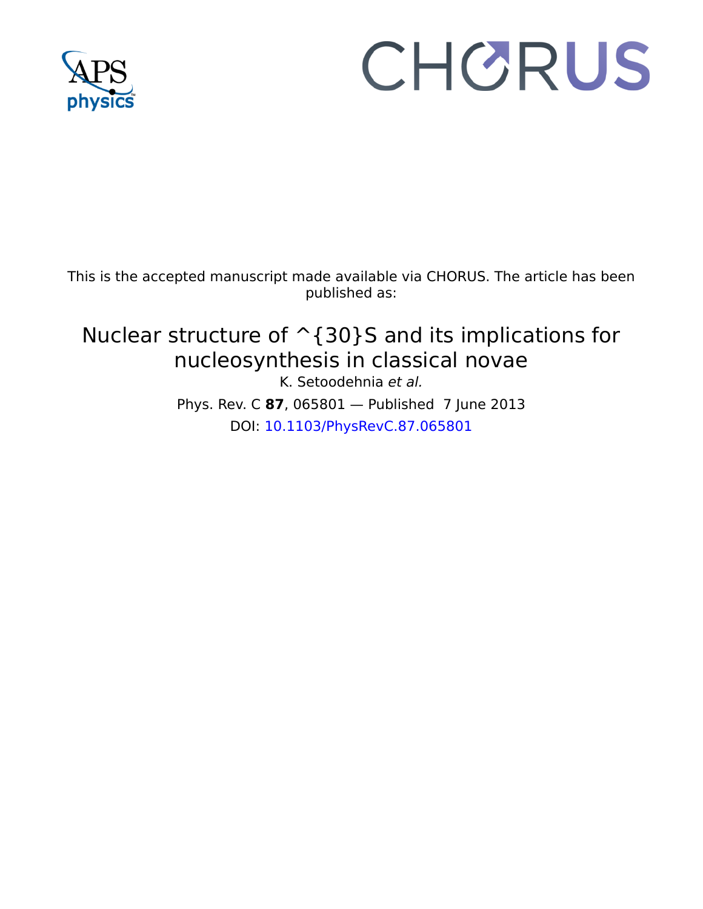This is the accepted manuscript made available via CHORUS. The article has been published as:

# Nuclear structure of ^{30}S and its implications for nucleosynthesis in classical novae

K. Setoodehnia *et al.*

Phys. Rev. C **87**, 065801 — Published 7 June 2013

DOI: 10.1103/PhysRevC.87.065801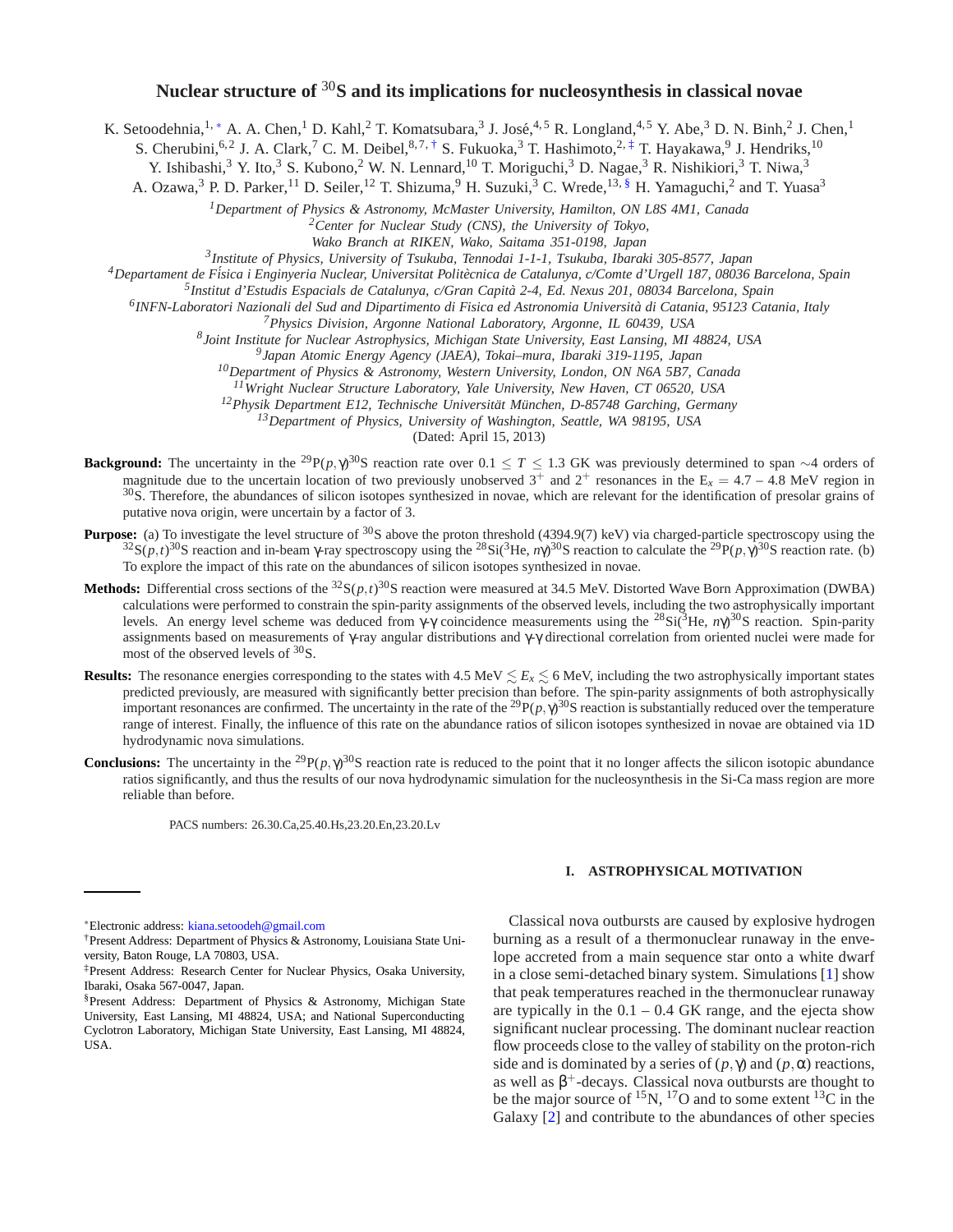# Nuclear structure of $^{30}$S and its implications for nucleosynthesis in classical novae

K. Setoodehnia,[1,*] A. A. Chen,[1] D. Kahl,[2] T. Komatsubara,[3] J. José,[4,5] R. Longland,[4,5] Y. Abe,[3] D. N. Binh,[2] J. Chen,[1] S. Cherubini,[6,2] J. A. Clark,[7] C. M. Deibel,[8,7,†] S. Fukuoka,[3] T. Hashimoto,[2,‡] T. Hayakawa,[9] J. Hendriks,[10] Y. Ishibashi,[3] Y. Ito,[3] S. Kubono,[2] W. N. Lennard,[10] T. Moriguchi,[3] D. Nagae,[3] R. Nishikiori,[3] T. Niwa,[3] A. Ozawa,[3] P. D. Parker,[11] D. Seiler,[12] T. Shizuma,[9] H. Suzuki,[3] C. Wrede,[13,§] H. Yamaguchi,[2] and T. Yuasa[3]

[1]*Department of Physics & Astronomy, McMaster University, Hamilton, ON L8S 4M1, Canada*
[2]*Center for Nuclear Study (CNS), the University of Tokyo, Wako Branch at RIKEN, Wako, Saitama 351-0198, Japan*
[3]*Institute of Physics, University of Tsukuba, Tennodai 1-1-1, Tsukuba, Ibaraki 305-8577, Japan*
[4]*Departament de Física i Enginyeria Nuclear, Universitat Politècnica de Catalunya, c/Comte d'Urgell 187, 08036 Barcelona, Spain*
[5]*Institut d'Estudis Espacials de Catalunya, c/Gran Capità 2-4, Ed. Nexus 201, 08034 Barcelona, Spain*
[6]*INFN-Laboratori Nazionali del Sud and Dipartimento di Fisica ed Astronomia Università di Catania, 95123 Catania, Italy*
[7]*Physics Division, Argonne National Laboratory, Argonne, IL 60439, USA*
[8]*Joint Institute for Nuclear Astrophysics, Michigan State University, East Lansing, MI 48824, USA*
[9]*Japan Atomic Energy Agency (JAEA), Tokai–mura, Ibaraki 319-1195, Japan*
[10]*Department of Physics & Astronomy, Western University, London, ON N6A 5B7, Canada*
[11]*Wright Nuclear Structure Laboratory, Yale University, New Haven, CT 06520, USA*
[12]*Physik Department E12, Technische Universität München, D-85748 Garching, Germany*
[13]*Department of Physics, University of Washington, Seattle, WA 98195, USA*

(Dated: April 15, 2013)

**Background:** The uncertainty in the $^{29}$P$(p,\gamma)^{30}$S reaction rate over $0.1 \leq T \leq 1.3$ GK was previously determined to span $\sim$4 orders of magnitude due to the uncertain location of two previously unobserved $3^+$ and $2^+$ resonances in the $E_x = 4.7 - 4.8$ MeV region in $^{30}$S. Therefore, the abundances of silicon isotopes synthesized in novae, which are relevant for the identification of presolar grains of putative nova origin, were uncertain by a factor of 3.

**Purpose:** (a) To investigate the level structure of $^{30}$S above the proton threshold (4394.9(7) keV) via charged-particle spectroscopy using the $^{32}$S$(p,t)^{30}$S reaction and in-beam $\gamma$-ray spectroscopy using the $^{28}$Si$(^3$He$, n\gamma)^{30}$S reaction to calculate the $^{29}$P$(p,\gamma)^{30}$S reaction rate. (b) To explore the impact of this rate on the abundances of silicon isotopes synthesized in novae.

**Methods:** Differential cross sections of the $^{32}$S$(p,t)^{30}$S reaction were measured at 34.5 MeV. Distorted Wave Born Approximation (DWBA) calculations were performed to constrain the spin-parity assignments of the observed levels, including the two astrophysically important levels. An energy level scheme was deduced from $\gamma$-$\gamma$ coincidence measurements using the $^{28}$Si$(^3$He$, n\gamma)^{30}$S reaction. Spin-parity assignments based on measurements of $\gamma$-ray angular distributions and $\gamma$-$\gamma$ directional correlation from oriented nuclei were made for most of the observed levels of $^{30}$S.

**Results:** The resonance energies corresponding to the states with 4.5 MeV $\lesssim E_x \lesssim$ 6 MeV, including the two astrophysically important states predicted previously, are measured with significantly better precision than before. The spin-parity assignments of both astrophysically important resonances are confirmed. The uncertainty in the rate of the $^{29}$P$(p,\gamma)^{30}$S reaction is substantially reduced over the temperature range of interest. Finally, the influence of this rate on the abundance ratios of silicon isotopes synthesized in novae are obtained via 1D hydrodynamic nova simulations.

**Conclusions:** The uncertainty in the $^{29}$P$(p,\gamma)^{30}$S reaction rate is reduced to the point that it no longer affects the silicon isotopic abundance ratios significantly, and thus the results of our nova hydrodynamic simulation for the nucleosynthesis in the Si-Ca mass region are more reliable than before.

PACS numbers: 26.30.Ca,25.40.Hs,23.20.En,23.20.Lv

## I. ASTROPHYSICAL MOTIVATION

Classical nova outbursts are caused by explosive hydrogen burning as a result of a thermonuclear runaway in the envelope accreted from a main sequence star onto a white dwarf in a close semi-detached binary system. Simulations [1] show that peak temperatures reached in the thermonuclear runaway are typically in the 0.1 – 0.4 GK range, and the ejecta show significant nuclear processing. The dominant nuclear reaction flow proceeds close to the valley of stability on the proton-rich side and is dominated by a series of $(p,\gamma)$ and $(p,\alpha)$ reactions, as well as $\beta^+$-decays. Classical nova outbursts are thought to be the major source of $^{15}$N, $^{17}$O and to some extent $^{13}$C in the Galaxy [2] and contribute to the abundances of other species

*Electronic address: kiana.setoodeh@gmail.com
†Present Address: Department of Physics & Astronomy, Louisiana State University, Baton Rouge, LA 70803, USA.
‡Present Address: Research Center for Nuclear Physics, Osaka University, Ibaraki, Osaka 567-0047, Japan.
§Present Address: Department of Physics & Astronomy, Michigan State University, East Lansing, MI 48824, USA; and National Superconducting Cyclotron Laboratory, Michigan State University, East Lansing, MI 48824, USA.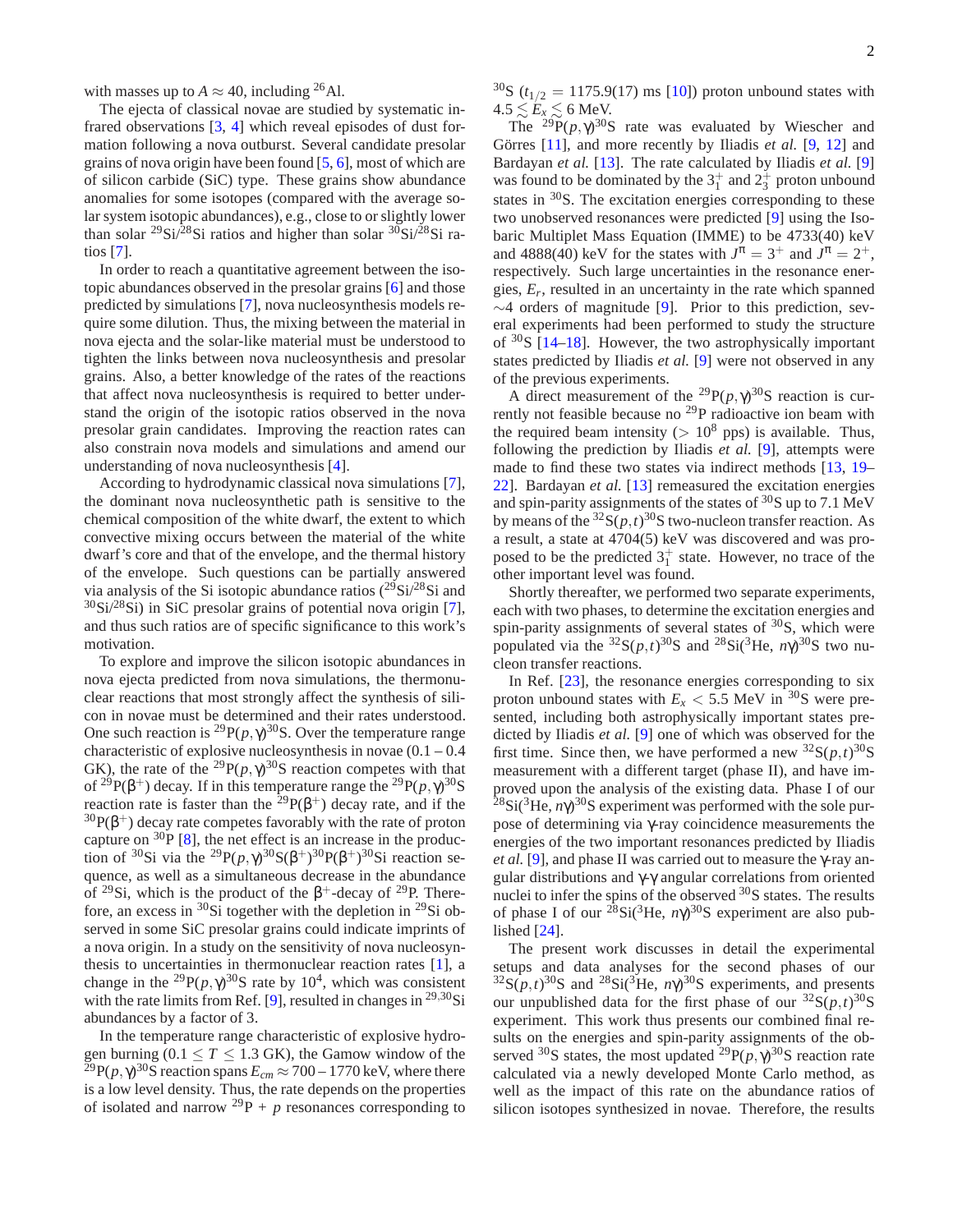with masses up to $A \approx 40$, including $^{26}$Al.

The ejecta of classical novae are studied by systematic infrared observations [3, 4] which reveal episodes of dust formation following a nova outburst. Several candidate presolar grains of nova origin have been found [5, 6], most of which are of silicon carbide (SiC) type. These grains show abundance anomalies for some isotopes (compared with the average solar system isotopic abundances), e.g., close to or slightly lower than solar $^{29}$Si/$^{28}$Si ratios and higher than solar $^{30}$Si/$^{28}$Si ratios [7].

In order to reach a quantitative agreement between the isotopic abundances observed in the presolar grains [6] and those predicted by simulations [7], nova nucleosynthesis models require some dilution. Thus, the mixing between the material in nova ejecta and the solar-like material must be understood to tighten the links between nova nucleosynthesis and presolar grains. Also, a better knowledge of the rates of the reactions that affect nova nucleosynthesis is required to better understand the origin of the isotopic ratios observed in the nova presolar grain candidates. Improving the reaction rates can also constrain nova models and simulations and amend our understanding of nova nucleosynthesis [4].

According to hydrodynamic classical nova simulations [7], the dominant nova nucleosynthetic path is sensitive to the chemical composition of the white dwarf, the extent to which convective mixing occurs between the material of the white dwarf's core and that of the envelope, and the thermal history of the envelope. Such questions can be partially answered via analysis of the Si isotopic abundance ratios ($^{29}$Si/$^{28}$Si and $^{30}$Si/$^{28}$Si) in SiC presolar grains of potential nova origin [7], and thus such ratios are of specific significance to this work's motivation.

To explore and improve the silicon isotopic abundances in nova ejecta predicted from nova simulations, the thermonuclear reactions that most strongly affect the synthesis of silicon in novae must be determined and their rates understood. One such reaction is $^{29}$P$(p,\gamma)^{30}$S. Over the temperature range characteristic of explosive nucleosynthesis in novae (0.1 – 0.4 GK), the rate of the $^{29}$P$(p,\gamma)^{30}$S reaction competes with that of $^{29}$P$(\beta^{+})$ decay. If in this temperature range the $^{29}$P$(p,\gamma)^{30}$S reaction rate is faster than the $^{29}$P$(\beta^{+})$ decay rate, and if the $^{30}$P$(\beta^{+})$ decay rate competes favorably with the rate of proton capture on $^{30}$P [8], the net effect is an increase in the production of $^{30}$Si via the $^{29}$P$(p,\gamma)^{30}$S$(\beta^{+})^{30}$P$(\beta^{+})^{30}$Si reaction sequence, as well as a simultaneous decrease in the abundance of $^{29}$Si, which is the product of the $\beta^{+}$-decay of $^{29}$P. Therefore, an excess in $^{30}$Si together with the depletion in $^{29}$Si observed in some SiC presolar grains could indicate imprints of a nova origin. In a study on the sensitivity of nova nucleosynthesis to uncertainties in thermonuclear reaction rates [1], a change in the $^{29}$P$(p,\gamma)^{30}$S rate by $10^{4}$, which was consistent with the rate limits from Ref. [9], resulted in changes in $^{29,30}$Si abundances by a factor of 3.

In the temperature range characteristic of explosive hydrogen burning ($0.1 \leq T \leq 1.3$ GK), the Gamow window of the $^{29}$P$(p,\gamma)^{30}$S reaction spans $E_{cm} \approx 700 - 1770$ keV, where there is a low level density. Thus, the rate depends on the properties of isolated and narrow $^{29}$P + $p$ resonances corresponding to $^{30}$S ($t_{1/2}$ = 1175.9(17) ms [10]) proton unbound states with $4.5 \lesssim E_x \lesssim 6$ MeV.

The $^{29}$P$(p,\gamma)^{30}$S rate was evaluated by Wiescher and Görres [11], and more recently by Iliadis *et al.* [9, 12] and Bardayan *et al.* [13]. The rate calculated by Iliadis *et al.* [9] was found to be dominated by the $3^{+}_{1}$ and $2^{+}_{3}$ proton unbound states in $^{30}$S. The excitation energies corresponding to these two unobserved resonances were predicted [9] using the Isobaric Multiplet Mass Equation (IMME) to be 4733(40) keV and 4888(40) keV for the states with $J^{\pi} = 3^{+}$ and $J^{\pi} = 2^{+}$, respectively. Such large uncertainties in the resonance energies, $E_r$, resulted in an uncertainty in the rate which spanned $\sim$4 orders of magnitude [9]. Prior to this prediction, several experiments had been performed to study the structure of $^{30}$S [14–18]. However, the two astrophysically important states predicted by Iliadis *et al.* [9] were not observed in any of the previous experiments.

A direct measurement of the $^{29}$P$(p,\gamma)^{30}$S reaction is currently not feasible because no $^{29}$P radioactive ion beam with the required beam intensity ($> 10^{8}$ pps) is available. Thus, following the prediction by Iliadis *et al.* [9], attempts were made to find these two states via indirect methods [13, 19–22]. Bardayan *et al.* [13] remeasured the excitation energies and spin-parity assignments of the states of $^{30}$S up to 7.1 MeV by means of the $^{32}$S$(p,t)^{30}$S two-nucleon transfer reaction. As a result, a state at 4704(5) keV was discovered and was proposed to be the predicted $3^{+}_{1}$ state. However, no trace of the other important level was found.

Shortly thereafter, we performed two separate experiments, each with two phases, to determine the excitation energies and spin-parity assignments of several states of $^{30}$S, which were populated via the $^{32}$S$(p,t)^{30}$S and $^{28}$Si$(^{3}$He$, n\gamma)^{30}$S two nucleon transfer reactions.

In Ref. [23], the resonance energies corresponding to six proton unbound states with $E_x < 5.5$ MeV in $^{30}$S were presented, including both astrophysically important states predicted by Iliadis *et al.* [9] one of which was observed for the first time. Since then, we have performed a new $^{32}$S$(p,t)^{30}$S measurement with a different target (phase II), and have improved upon the analysis of the existing data. Phase I of our $^{28}$Si$(^{3}$He$, n\gamma)^{30}$S experiment was performed with the sole purpose of determining via $\gamma$-ray coincidence measurements the energies of the two important resonances predicted by Iliadis *et al.* [9], and phase II was carried out to measure the $\gamma$-ray angular distributions and $\gamma$-$\gamma$ angular correlations from oriented nuclei to infer the spins of the observed $^{30}$S states. The results of phase I of our $^{28}$Si$(^{3}$He$, n\gamma)^{30}$S experiment are also published [24].

The present work discusses in detail the experimental setups and data analyses for the second phases of our $^{32}$S$(p,t)^{30}$S and $^{28}$Si$(^{3}$He$, n\gamma)^{30}$S experiments, and presents our unpublished data for the first phase of our $^{32}$S$(p,t)^{30}$S experiment. This work thus presents our combined final results on the energies and spin-parity assignments of the observed $^{30}$S states, the most updated $^{29}$P$(p,\gamma)^{30}$S reaction rate calculated via a newly developed Monte Carlo method, as well as the impact of this rate on the abundance ratios of silicon isotopes synthesized in novae. Therefore, the results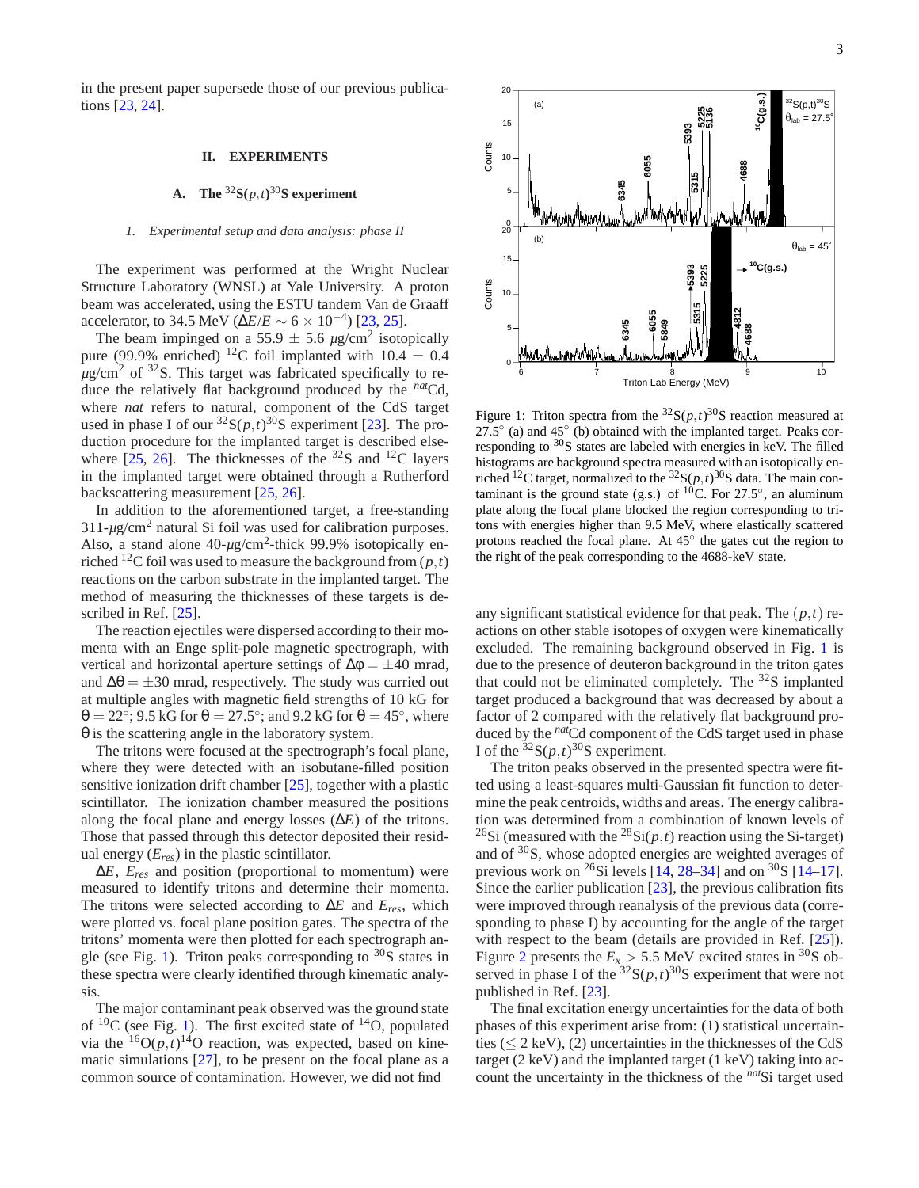in the present paper supersede those of our previous publications [23, 24].

## II. EXPERIMENTS

### A. The $^{32}$S$(p,t)^{30}$S experiment

#### 1. Experimental setup and data analysis: phase II

The experiment was performed at the Wright Nuclear Structure Laboratory (WNSL) at Yale University. A proton beam was accelerated, using the ESTU tandem Van de Graaff accelerator, to 34.5 MeV ($\Delta E/E \sim 6 \times 10^{-4}$) [23, 25].

The beam impinged on a 55.9 $\pm$ 5.6 $\mu$g/cm$^2$ isotopically pure (99.9% enriched) $^{12}$C foil implanted with 10.4 $\pm$ 0.4 $\mu$g/cm$^2$ of $^{32}$S. This target was fabricated specifically to reduce the relatively flat background produced by the $^{nat}$Cd, where *nat* refers to natural, component of the CdS target used in phase I of our $^{32}$S$(p,t)^{30}$S experiment [23]. The production procedure for the implanted target is described elsewhere [25, 26]. The thicknesses of the $^{32}$S and $^{12}$C layers in the implanted target were obtained through a Rutherford backscattering measurement [25, 26].

In addition to the aforementioned target, a free-standing 311-$\mu$g/cm$^2$ natural Si foil was used for calibration purposes. Also, a stand alone 40-$\mu$g/cm$^2$-thick 99.9% isotopically enriched $^{12}$C foil was used to measure the background from $(p,t)$ reactions on the carbon substrate in the implanted target. The method of measuring the thicknesses of these targets is described in Ref. [25].

The reaction ejectiles were dispersed according to their momenta with an Enge split-pole magnetic spectrograph, with vertical and horizontal aperture settings of $\Delta\phi = \pm 40$ mrad, and $\Delta\theta = \pm 30$ mrad, respectively. The study was carried out at multiple angles with magnetic field strengths of 10 kG for $\theta = 22^\circ$; 9.5 kG for $\theta = 27.5^\circ$; and 9.2 kG for $\theta = 45^\circ$, where $\theta$ is the scattering angle in the laboratory system.

The tritons were focused at the spectrograph's focal plane, where they were detected with an isobutane-filled position sensitive ionization drift chamber [25], together with a plastic scintillator. The ionization chamber measured the positions along the focal plane and energy losses ($\Delta E$) of the tritons. Those that passed through this detector deposited their residual energy ($E_{res}$) in the plastic scintillator.

$\Delta E$, $E_{res}$ and position (proportional to momentum) were measured to identify tritons and determine their momenta. The tritons were selected according to $\Delta E$ and $E_{res}$, which were plotted vs. focal plane position gates. The spectra of the tritons' momenta were then plotted for each spectrograph angle (see Fig. 1). Triton peaks corresponding to $^{30}$S states in these spectra were clearly identified through kinematic analysis.

The major contaminant peak observed was the ground state of $^{10}$C (see Fig. 1). The first excited state of $^{14}$O, populated via the $^{16}$O$(p,t)^{14}$O reaction, was expected, based on kinematic simulations [27], to be present on the focal plane as a common source of contamination. However, we did not find any significant statistical evidence for that peak. The $(p,t)$ reactions on other stable isotopes of oxygen were kinematically excluded. The remaining background observed in Fig. 1 is due to the presence of deuteron background in the triton gates that could not be eliminated completely. The $^{32}$S implanted target produced a background that was decreased by about a factor of 2 compared with the relatively flat background produced by the $^{nat}$Cd component of the CdS target used in phase I of the $^{32}$S$(p,t)^{30}$S experiment.

Figure 1: Triton spectra from the $^{32}$S$(p,t)^{30}$S reaction measured at 27.5° (a) and 45° (b) obtained with the implanted target. Peaks corresponding to $^{30}$S states are labeled with energies in keV. The filled histograms are background spectra measured with an isotopically enriched $^{12}$C target, normalized to the $^{32}$S$(p,t)^{30}$S data. The main contaminant is the ground state (g.s.) of $^{10}$C. For 27.5°, an aluminum plate along the focal plane blocked the region corresponding to tritons with energies higher than 9.5 MeV, where elastically scattered protons reached the focal plane. At 45° the gates cut the region to the right of the peak corresponding to the 4688-keV state.

The triton peaks observed in the presented spectra were fitted using a least-squares multi-Gaussian fit function to determine the peak centroids, widths and areas. The energy calibration was determined from a combination of known levels of $^{26}$Si (measured with the $^{28}$Si$(p,t)$ reaction using the Si-target) and of $^{30}$S, whose adopted energies are weighted averages of previous work on $^{26}$Si levels [14, 28–34] and on $^{30}$S [14–17]. Since the earlier publication [23], the previous calibration fits were improved through reanalysis of the previous data (corresponding to phase I) by accounting for the angle of the target with respect to the beam (details are provided in Ref. [25]). Figure 2 presents the $E_x > 5.5$ MeV excited states in $^{30}$S observed in phase I of the $^{32}$S$(p,t)^{30}$S experiment that were not published in Ref. [23].

The final excitation energy uncertainties for the data of both phases of this experiment arise from: (1) statistical uncertainties ($\leq$ 2 keV), (2) uncertainties in the thicknesses of the CdS target (2 keV) and the implanted target (1 keV) taking into account the uncertainty in the thickness of the $^{nat}$Si target used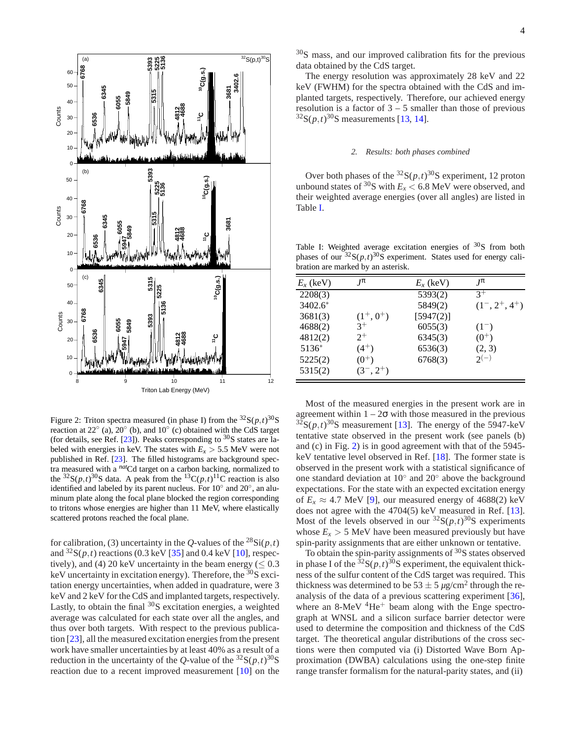Figure 2: Triton spectra measured (in phase I) from the $^{32}$S$(p,t)^{30}$S reaction at 22° (a), 20° (b), and 10° (c) obtained with the CdS target (for details, see Ref. [23]). Peaks corresponding to $^{30}$S states are labeled with energies in keV. The states with $E_x > 5.5$ MeV were not published in Ref. [23]. The filled histograms are background spectra measured with a $^{nat}$Cd target on a carbon backing, normalized to the $^{32}$S$(p,t)^{30}$S data. A peak from the $^{13}$C$(p,t)^{11}$C reaction is also identified and labeled by its parent nucleus. For 10° and 20°, an aluminum plate along the focal plane blocked the region corresponding to tritons whose energies are higher than 11 MeV, where elastically scattered protons reached the focal plane.

for calibration, (3) uncertainty in the $Q$-values of the $^{28}$Si$(p,t)$ and $^{32}$S$(p,t)$ reactions (0.3 keV [35] and 0.4 keV [10], respectively), and (4) 20 keV uncertainty in the beam energy ($\leq 0.3$ keV uncertainty in excitation energy). Therefore, the $^{30}$S excitation energy uncertainties, when added in quadrature, were 3 keV and 2 keV for the CdS and implanted targets, respectively. Lastly, to obtain the final $^{30}$S excitation energies, a weighted average was calculated for each state over all the angles, and thus over both targets. With respect to the previous publication [23], all the measured excitation energies from the present work have smaller uncertainties by at least 40% as a result of a reduction in the uncertainty of the $Q$-value of the $^{32}$S$(p,t)^{30}$S reaction due to a recent improved measurement [10] on the $^{30}$S mass, and our improved calibration fits for the previous data obtained by the CdS target.

The energy resolution was approximately 28 keV and 22 keV (FWHM) for the spectra obtained with the CdS and implanted targets, respectively. Therefore, our achieved energy resolution is a factor of 3 – 5 smaller than those of previous $^{32}$S$(p,t)^{30}$S measurements [13, 14].

### *2. Results: both phases combined*

Over both phases of the $^{32}$S$(p,t)^{30}$S experiment, 12 proton unbound states of $^{30}$S with $E_x < 6.8$ MeV were observed, and their weighted average energies (over all angles) are listed in Table I.

Table I: Weighted average excitation energies of $^{30}$S from both phases of our $^{32}$S$(p,t)^{30}$S experiment. States used for energy calibration are marked by an asterisk.

| $E_x$ (keV) | $J^\pi$ | $E_x$ (keV) | $J^\pi$ |
|---|---|---|---|
| 2208(3) | | 5393(2) | $3^+$ |
| 3402.6* | | 5849(2) | $(1^-, 2^+, 4^+)$ |
| 3681(3) | $(1^+, 0^+)$ | [5947(2)] | |
| 4688(2) | $3^+$ | 6055(3) | $(1^-)$ |
| 4812(2) | $2^+$ | 6345(3) | $(0^+)$ |
| 5136* | $(4^+)$ | 6536(3) | $(2, 3)$ |
| 5225(2) | $(0^+)$ | 6768(3) | $2^{(-)}$ |
| 5315(2) | $(3^-, 2^+)$ | | |

Most of the measured energies in the present work are in agreement within 1 – 2σ with those measured in the previous $^{32}$S$(p,t)^{30}$S measurement [13]. The energy of the 5947-keV tentative state observed in the present work (see panels (b) and (c) in Fig. 2) is in good agreement with that of the 5945-keV tentative level observed in Ref. [18]. The former state is observed in the present work with a statistical significance of one standard deviation at 10° and 20° above the background expectations. For the state with an expected excitation energy of $E_x \approx 4.7$ MeV [9], our measured energy of 4688(2) keV does not agree with the 4704(5) keV measured in Ref. [13]. Most of the levels observed in our $^{32}$S$(p,t)^{30}$S experiments whose $E_x > 5$ MeV have been measured previously but have spin-parity assignments that are either unknown or tentative.

To obtain the spin-parity assignments of $^{30}$S states observed in phase I of the $^{32}$S$(p,t)^{30}$S experiment, the equivalent thickness of the sulfur content of the CdS target was required. This thickness was determined to be $53 \pm 5$ μg/cm$^2$ through the reanalysis of the data of a previous scattering experiment [36], where an 8-MeV $^4$He$^+$ beam along with the Enge spectrograph at WNSL and a silicon surface barrier detector were used to determine the composition and thickness of the CdS target. The theoretical angular distributions of the cross sections were then computed via (i) Distorted Wave Born Approximation (DWBA) calculations using the one-step finite range transfer formalism for the natural-parity states, and (ii)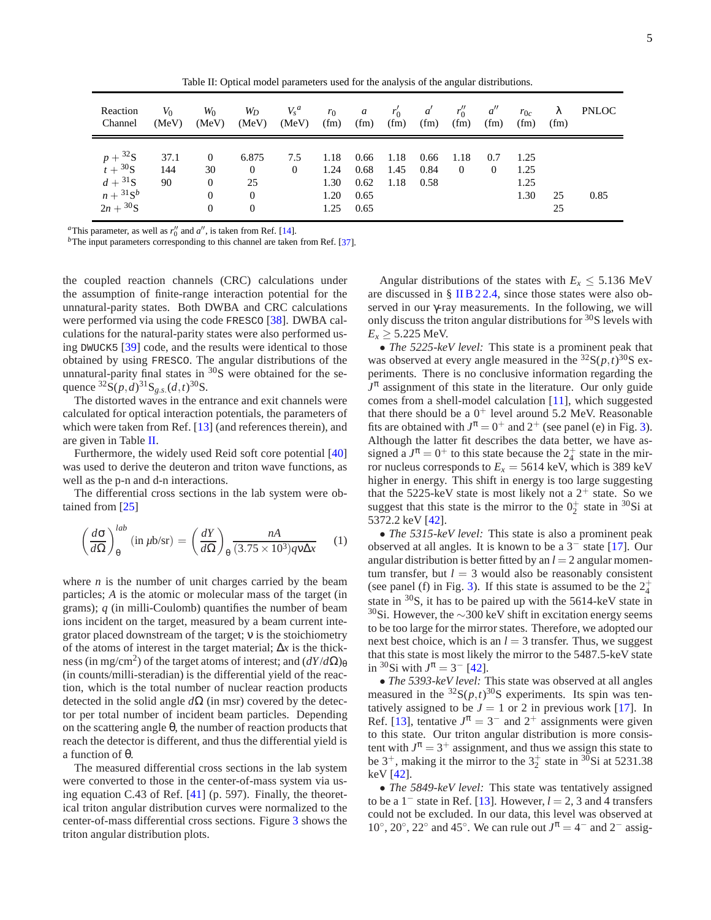Table II: Optical model parameters used for the analysis of the angular distributions.

| Reaction Channel | $V_0$ (MeV) | $W_0$ (MeV) | $W_D$ (MeV) | $V_s{}^a$ (MeV) | $r_0$ (fm) | $a$ (fm) | $r_0'$ (fm) | $a'$ (fm) | $r_0''$ (fm) | $a''$ (fm) | $r_{0c}$ (fm) | $\lambda$ (fm) | PNLOC |
|---|---|---|---|---|---|---|---|---|---|---|---|---|---|
| $p+{}^{32}$S | 37.1 | 0 | 6.875 | 7.5 | 1.18 | 0.66 | 1.18 | 0.66 | 1.18 | 0.7 | 1.25 | | |
| $t+{}^{30}$S | 144 | 30 | 0 | 0 | 1.24 | 0.68 | 1.45 | 0.84 | 0 | 0 | 1.25 | | |
| $d+{}^{31}$S | 90 | 0 | 25 | | 1.30 | 0.62 | 1.18 | 0.58 | | | 1.25 | | |
| $n+{}^{31}\text{S}^b$ | | 0 | 0 | | 1.20 | 0.65 | | | | | 1.30 | 25 | 0.85 |
| $2n+{}^{30}$S | | 0 | 0 | | 1.25 | 0.65 | | | | | | 25 | |

[a]This parameter, as well as $r_0''$ and $a''$, is taken from Ref. [14].
[b]The input parameters corresponding to this channel are taken from Ref. [37].

the coupled reaction channels (CRC) calculations under the assumption of finite-range interaction potential for the unnatural-parity states. Both DWBA and CRC calculations were performed via using the code FRESCO [38]. DWBA calculations for the natural-parity states were also performed using DWUCK5 [39] code, and the results were identical to those obtained by using FRESCO. The angular distributions of the unnatural-parity final states in $^{30}$S were obtained for the sequence $^{32}\text{S}(p,d)^{31}\text{S}_{g.s.}(d,t)^{30}\text{S}$.

The distorted waves in the entrance and exit channels were calculated for optical interaction potentials, the parameters of which were taken from Ref. [13] (and references therein), and are given in Table II.

Furthermore, the widely used Reid soft core potential [40] was used to derive the deuteron and triton wave functions, as well as the p-n and d-n interactions.

The differential cross sections in the lab system were obtained from [25]

$$\left(\frac{d\sigma}{d\Omega}\right)_\theta^{lab} (\text{in } \mu\text{b/sr}) = \left(\frac{dY}{d\Omega}\right)_\theta \frac{nA}{(3.75\times10^3)q\nu\Delta x} \quad (1)$$

where $n$ is the number of unit charges carried by the beam particles; $A$ is the atomic or molecular mass of the target (in grams); $q$ (in milli-Coulomb) quantifies the number of beam ions incident on the target, measured by a beam current integrator placed downstream of the target; $\nu$ is the stoichiometry of the atoms of interest in the target material; $\Delta x$ is the thickness (in mg/cm$^2$) of the target atoms of interest; and $(dY/d\Omega)_\theta$ (in counts/milli-steradian) is the differential yield of the reaction, which is the total number of nuclear reaction products detected in the solid angle $d\Omega$ (in msr) covered by the detector per total number of incident beam particles. Depending on the scattering angle $\theta$, the number of reaction products that reach the detector is different, and thus the differential yield is a function of $\theta$.

The measured differential cross sections in the lab system were converted to those in the center-of-mass system via using equation C.43 of Ref. [41] (p. 597). Finally, the theoretical triton angular distribution curves were normalized to the center-of-mass differential cross sections. Figure 3 shows the triton angular distribution plots.

Angular distributions of the states with $E_x \leq 5.136$ MeV are discussed in § II B 2 2.4, since those states were also observed in our $\gamma$-ray measurements. In the following, we will only discuss the triton angular distributions for $^{30}$S levels with $E_x \geq 5.225$ MeV.

• *The 5225-keV level:* This state is a prominent peak that was observed at every angle measured in the $^{32}\text{S}(p,t)^{30}\text{S}$ experiments. There is no conclusive information regarding the $J^\pi$ assignment of this state in the literature. Our only guide comes from a shell-model calculation [11], which suggested that there should be a $0^+$ level around 5.2 MeV. Reasonable fits are obtained with $J^\pi = 0^+$ and $2^+$ (see panel (e) in Fig. 3). Although the latter fit describes the data better, we have assigned a $J^\pi = 0^+$ to this state because the $2^+_4$ state in the mirror nucleus corresponds to $E_x = 5614$ keV, which is 389 keV higher in energy. This shift in energy is too large suggesting that the 5225-keV state is most likely not a $2^+$ state. So we suggest that this state is the mirror to the $0^+_2$ state in $^{30}$Si at 5372.2 keV [42].

• *The 5315-keV level:* This state is also a prominent peak observed at all angles. It is known to be a $3^-$ state [17]. Our angular distribution is better fitted by an $l = 2$ angular momentum transfer, but $l = 3$ would also be reasonably consistent (see panel (f) in Fig. 3). If this state is assumed to be the $2^+_4$ state in $^{30}$S, it has to be paired up with the 5614-keV state in $^{30}$Si. However, the $\sim$300 keV shift in excitation energy seems to be too large for the mirror states. Therefore, we adopted our next best choice, which is an $l = 3$ transfer. Thus, we suggest that this state is most likely the mirror to the 5487.5-keV state in $^{30}$Si with $J^\pi = 3^-$ [42].

• *The 5393-keV level:* This state was observed at all angles measured in the $^{32}\text{S}(p,t)^{30}\text{S}$ experiments. Its spin was tentatively assigned to be $J = 1$ or 2 in previous work [17]. In Ref. [13], tentative $J^\pi = 3^-$ and $2^+$ assignments were given to this state. Our triton angular distribution is more consistent with $J^\pi = 3^+$ assignment, and thus we assign this state to be $3^+$, making it the mirror to the $3^+_2$ state in $^{30}$Si at 5231.38 keV [42].

• *The 5849-keV level:* This state was tentatively assigned to be a $1^-$ state in Ref. [13]. However, $l = 2$, 3 and 4 transfers could not be excluded. In our data, this level was observed at 10°, 20°, 22° and 45°. We can rule out $J^\pi = 4^-$ and $2^-$ assig-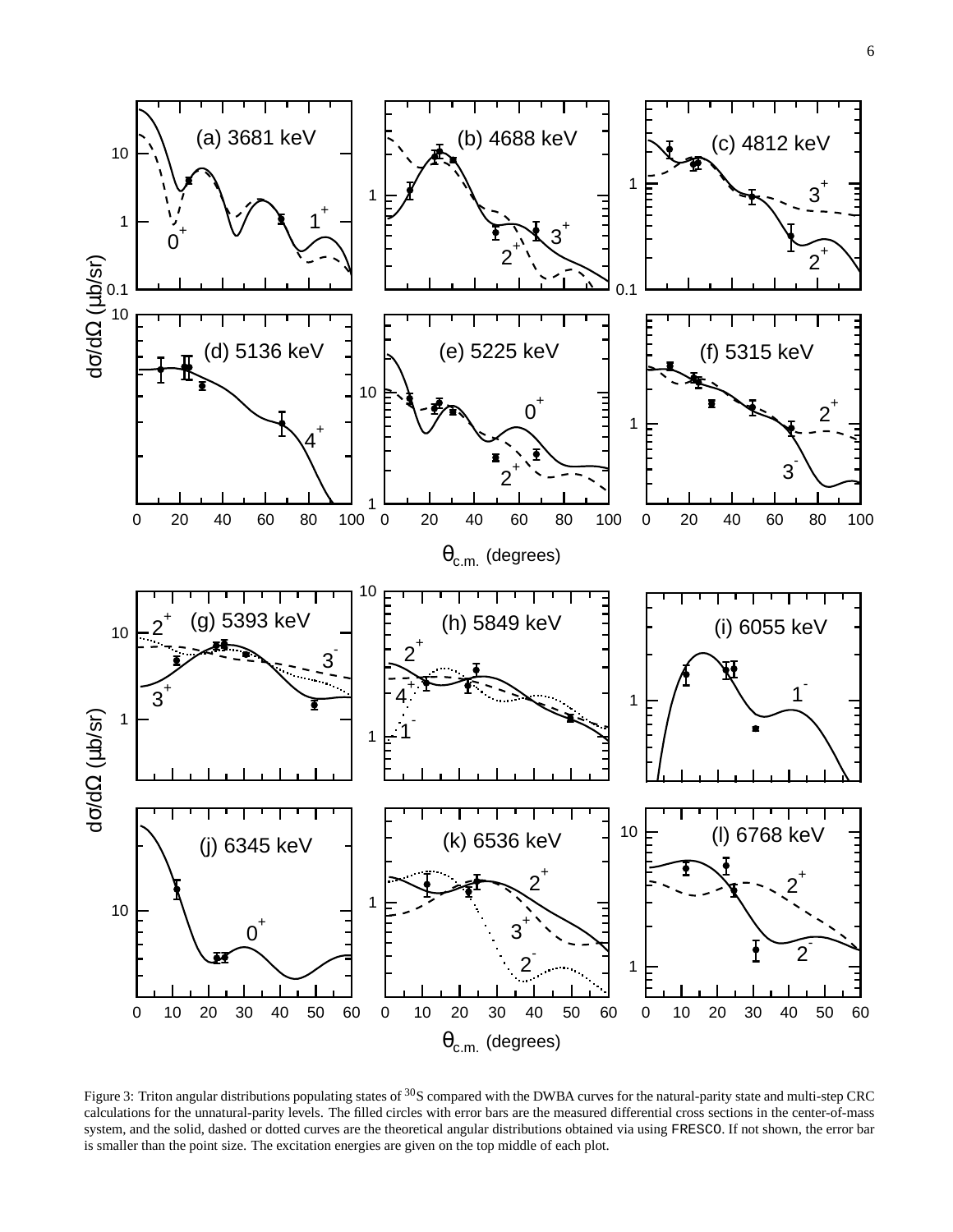Figure 3: Triton angular distributions populating states of $^{30}$S compared with the DWBA curves for the natural-parity state and multi-step CRC calculations for the unnatural-parity levels. The filled circles with error bars are the measured differential cross sections in the center-of-mass system, and the solid, dashed or dotted curves are the theoretical angular distributions obtained via using FRESCO. If not shown, the error bar is smaller than the point size. The excitation energies are given on the top middle of each plot.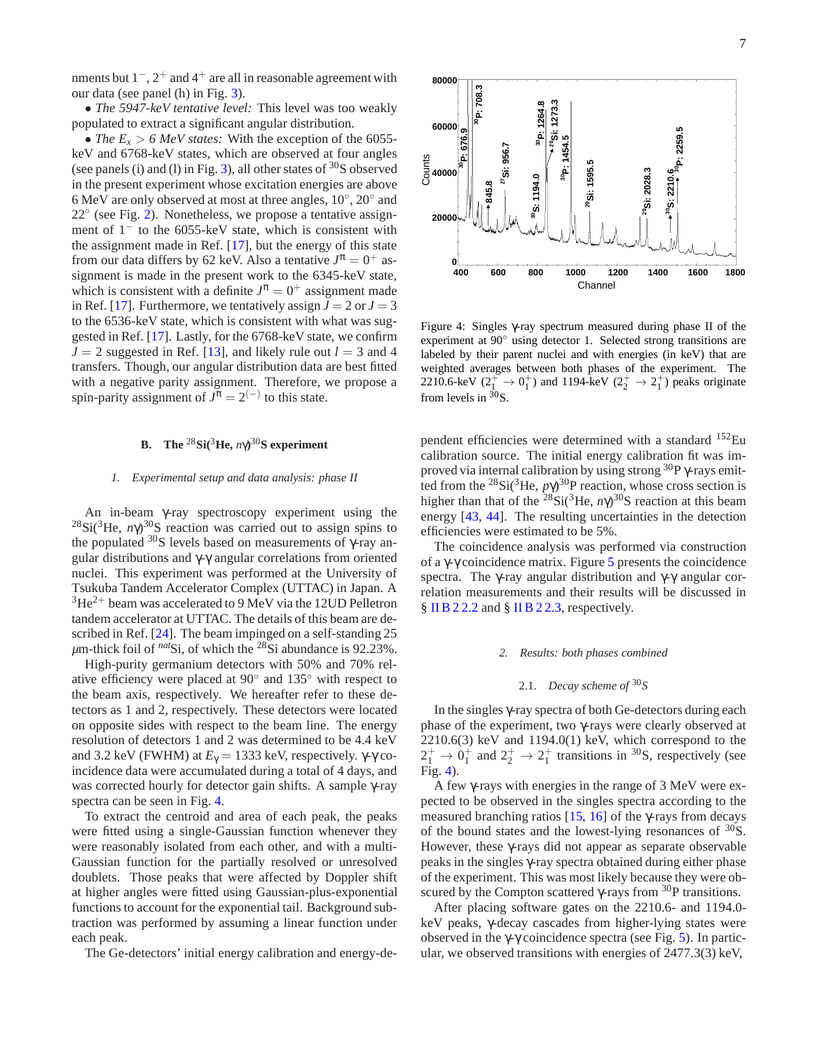nments but $1^-$, $2^+$ and $4^+$ are all in reasonable agreement with our data (see panel (h) in Fig. 3).

• *The 5947-keV tentative level:* This level was too weakly populated to extract a significant angular distribution.

• *The $E_x > 6$ MeV states:* With the exception of the 6055-keV and 6768-keV states, which are observed at four angles (see panels (i) and (l) in Fig. 3), all other states of $^{30}$S observed in the present experiment whose excitation energies are above 6 MeV are only observed at most at three angles, 10°, 20° and 22° (see Fig. 2). Nonetheless, we propose a tentative assignment of $1^-$ to the 6055-keV state, which is consistent with the assignment made in Ref. [17], but the energy of this state from our data differs by 62 keV. Also a tentative $J^\pi = 0^+$ assignment is made in the present work to the 6345-keV state, which is consistent with a definite $J^\pi = 0^+$ assignment made in Ref. [17]. Furthermore, we tentatively assign $J = 2$ or $J = 3$ to the 6536-keV state, which is consistent with what was suggested in Ref. [17]. Lastly, for the 6768-keV state, we confirm $J = 2$ suggested in Ref. [13], and likely rule out $l = 3$ and 4 transfers. Though, our angular distribution data are best fitted with a negative parity assignment. Therefore, we propose a spin-parity assignment of $J^\pi = 2^{(-)}$ to this state.

### B. The $^{28}$Si($^3$He, $n\gamma$)$^{30}$S experiment

#### 1. Experimental setup and data analysis: phase II

An in-beam γ-ray spectroscopy experiment using the $^{28}$Si($^3$He, $n\gamma$)$^{30}$S reaction was carried out to assign spins to the populated $^{30}$S levels based on measurements of γ-ray angular distributions and γ-γ angular correlations from oriented nuclei. This experiment was performed at the University of Tsukuba Tandem Accelerator Complex (UTTAC) in Japan. A $^3$He$^{2+}$ beam was accelerated to 9 MeV via the 12UD Pelletron tandem accelerator at UTTAC. The details of this beam are described in Ref. [24]. The beam impinged on a self-standing 25 $\mu$m-thick foil of $^{nat}$Si, of which the $^{28}$Si abundance is 92.23%.

High-purity germanium detectors with 50% and 70% relative efficiency were placed at 90° and 135° with respect to the beam axis, respectively. We hereafter refer to these detectors as 1 and 2, respectively. These detectors were located on opposite sides with respect to the beam line. The energy resolution of detectors 1 and 2 was determined to be 4.4 keV and 3.2 keV (FWHM) at $E_\gamma = 1333$ keV, respectively. γ-γ coincidence data were accumulated during a total of 4 days, and was corrected hourly for detector gain shifts. A sample γ-ray spectra can be seen in Fig. 4.

To extract the centroid and area of each peak, the peaks were fitted using a single-Gaussian function whenever they were reasonably isolated from each other, and with a multi-Gaussian function for the partially resolved or unresolved doublets. Those peaks that were affected by Doppler shift at higher angles were fitted using Gaussian-plus-exponential functions to account for the exponential tail. Background subtraction was performed by assuming a linear function under each peak.

The Ge-detectors' initial energy calibration and energy-dependent efficiencies were determined with a standard $^{152}$Eu calibration source. The initial energy calibration fit was improved via internal calibration by using strong $^{30}$P γ-rays emitted from the $^{28}$Si($^3$He, $p\gamma$)$^{30}$P reaction, whose cross section is higher than that of the $^{28}$Si($^3$He, $n\gamma$)$^{30}$S reaction at this beam energy [43, 44]. The resulting uncertainties in the detection efficiencies were estimated to be 5%.

Figure 4: Singles γ-ray spectrum measured during phase II of the experiment at 90° using detector 1. Selected strong transitions are labeled by their parent nuclei and with energies (in keV) that are weighted averages between both phases of the experiment. The 2210.6-keV ($2_1^+ \rightarrow 0_1^+$) and 1194-keV ($2_2^+ \rightarrow 2_1^+$) peaks originate from levels in $^{30}$S.

The coincidence analysis was performed via construction of a γ-γ coincidence matrix. Figure 5 presents the coincidence spectra. The γ-ray angular distribution and γ-γ angular correlation measurements and their results will be discussed in § II B 2 2.2 and § II B 2 2.3, respectively.

#### 2. Results: both phases combined

##### 2.1. Decay scheme of $^{30}$S

In the singles γ-ray spectra of both Ge-detectors during each phase of the experiment, two γ-rays were clearly observed at 2210.6(3) keV and 1194.0(1) keV, which correspond to the $2_1^+ \rightarrow 0_1^+$ and $2_2^+ \rightarrow 2_1^+$ transitions in $^{30}$S, respectively (see Fig. 4).

A few γ-rays with energies in the range of 3 MeV were expected to be observed in the singles spectra according to the measured branching ratios [15, 16] of the γ-rays from decays of the bound states and the lowest-lying resonances of $^{30}$S. However, these γ-rays did not appear as separate observable peaks in the singles γ-ray spectra obtained during either phase of the experiment. This was most likely because they were obscured by the Compton scattered γ-rays from $^{30}$P transitions.

After placing software gates on the 2210.6- and 1194.0-keV peaks, γ-decay cascades from higher-lying states were observed in the γ-γ coincidence spectra (see Fig. 5). In particular, we observed transitions with energies of 2477.3(3) keV,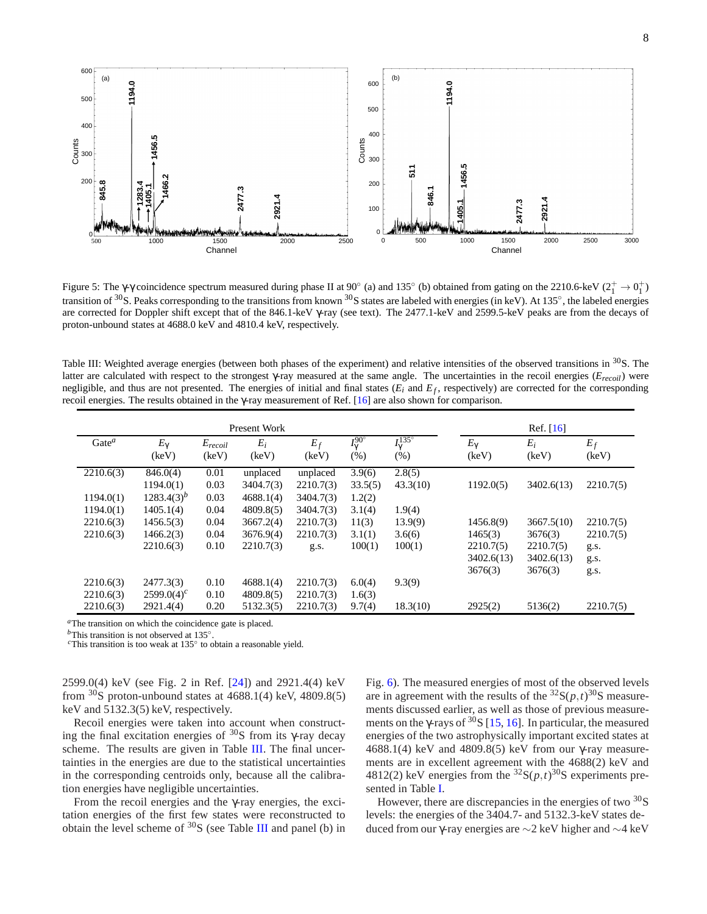Figure 5: The γ-γ coincidence spectrum measured during phase II at 90° (a) and 135° (b) obtained from gating on the 2210.6-keV ($2_1^+ \rightarrow 0_1^+$) transition of $^{30}$S. Peaks corresponding to the transitions from known $^{30}$S states are labeled with energies (in keV). At 135°, the labeled energies are corrected for Doppler shift except that of the 846.1-keV γ-ray (see text). The 2477.1-keV and 2599.5-keV peaks are from the decays of proton-unbound states at 4688.0 keV and 4810.4 keV, respectively.

Table III: Weighted average energies (between both phases of the experiment) and relative intensities of the observed transitions in $^{30}$S. The latter are calculated with respect to the strongest γ-ray measured at the same angle. The uncertainties in the recoil energies ($E_{recoil}$) were negligible, and thus are not presented. The energies of initial and final states ($E_i$ and $E_f$, respectively) are corrected for the corresponding recoil energies. The results obtained in the γ-ray measurement of Ref. [16] are also shown for comparison.

| Present Work | | | | | | | Ref. [16] | | |
|---|---|---|---|---|---|---|---|---|---|
| Gate[a] | $E_\gamma$ (keV) | $E_{recoil}$ (keV) | $E_i$ (keV) | $E_f$ (keV) | $I_\gamma^{90°}$ (%) | $I_\gamma^{135°}$ (%) | $E_\gamma$ (keV) | $E_i$ (keV) | $E_f$ (keV) |
| 2210.6(3) | 846.0(4) | 0.01 | unplaced | unplaced | 3.9(6) | 2.8(5) | | | |
| | 1194.0(1) | 0.03 | 3404.7(3) | 2210.7(3) | 33.5(5) | 43.3(10) | 1192.0(5) | 3402.6(13) | 2210.7(5) |
| 1194.0(1) | 1283.4(3)[b] | 0.03 | 4688.1(4) | 3404.7(3) | 1.2(2) | | | | |
| 1194.0(1) | 1405.1(4) | 0.04 | 4809.8(5) | 3404.7(3) | 3.1(4) | 1.9(4) | | | |
| 2210.6(3) | 1456.5(3) | 0.04 | 3667.2(4) | 2210.7(3) | 11(3) | 13.9(9) | 1456.8(9) | 3667.5(10) | 2210.7(5) |
| 2210.6(3) | 1466.2(3) | 0.04 | 3676.9(4) | 2210.7(3) | 3.1(1) | 3.6(6) | 1465(3) | 3676(3) | 2210.7(5) |
| | 2210.6(3) | 0.10 | 2210.7(3) | g.s. | 100(1) | 100(1) | 2210.7(5) | 2210.7(5) | g.s. |
| | | | | | | | 3402.6(13) | 3402.6(13) | g.s. |
| | | | | | | | 3676(3) | 3676(3) | g.s. |
| 2210.6(3) | 2477.3(3) | 0.10 | 4688.1(4) | 2210.7(3) | 6.0(4) | 9.3(9) | | | |
| 2210.6(3) | 2599.0(4)[c] | 0.10 | 4809.8(5) | 2210.7(3) | 1.6(3) | | | | |
| 2210.6(3) | 2921.4(4) | 0.20 | 5132.3(5) | 2210.7(3) | 9.7(4) | 18.3(10) | 2925(2) | 5136(2) | 2210.7(5) |

[a]The transition on which the coincidence gate is placed.
[b]This transition is not observed at 135°.
[c]This transition is too weak at 135° to obtain a reasonable yield.

2599.0(4) keV (see Fig. 2 in Ref. [24]) and 2921.4(4) keV from $^{30}$S proton-unbound states at 4688.1(4) keV, 4809.8(5) keV and 5132.3(5) keV, respectively.

Recoil energies were taken into account when constructing the final excitation energies of $^{30}$S from its γ-ray decay scheme. The results are given in Table III. The final uncertainties in the energies are due to the statistical uncertainties in the corresponding centroids only, because all the calibration energies have negligible uncertainties.

From the recoil energies and the γ-ray energies, the excitation energies of the first few states were reconstructed to obtain the level scheme of $^{30}$S (see Table III and panel (b) in Fig. 6). The measured energies of most of the observed levels are in agreement with the results of the $^{32}$S$(p,t)^{30}$S measurements discussed earlier, as well as those of previous measurements on the γ-rays of $^{30}$S [15, 16]. In particular, the measured energies of the two astrophysically important excited states at 4688.1(4) keV and 4809.8(5) keV from our γ-ray measurements are in excellent agreement with the 4688(2) keV and 4812(2) keV energies from the $^{32}$S$(p,t)^{30}$S experiments presented in Table I.

However, there are discrepancies in the energies of two $^{30}$S levels: the energies of the 3404.7- and 5132.3-keV states deduced from our γ-ray energies are ∼2 keV higher and ∼4 keV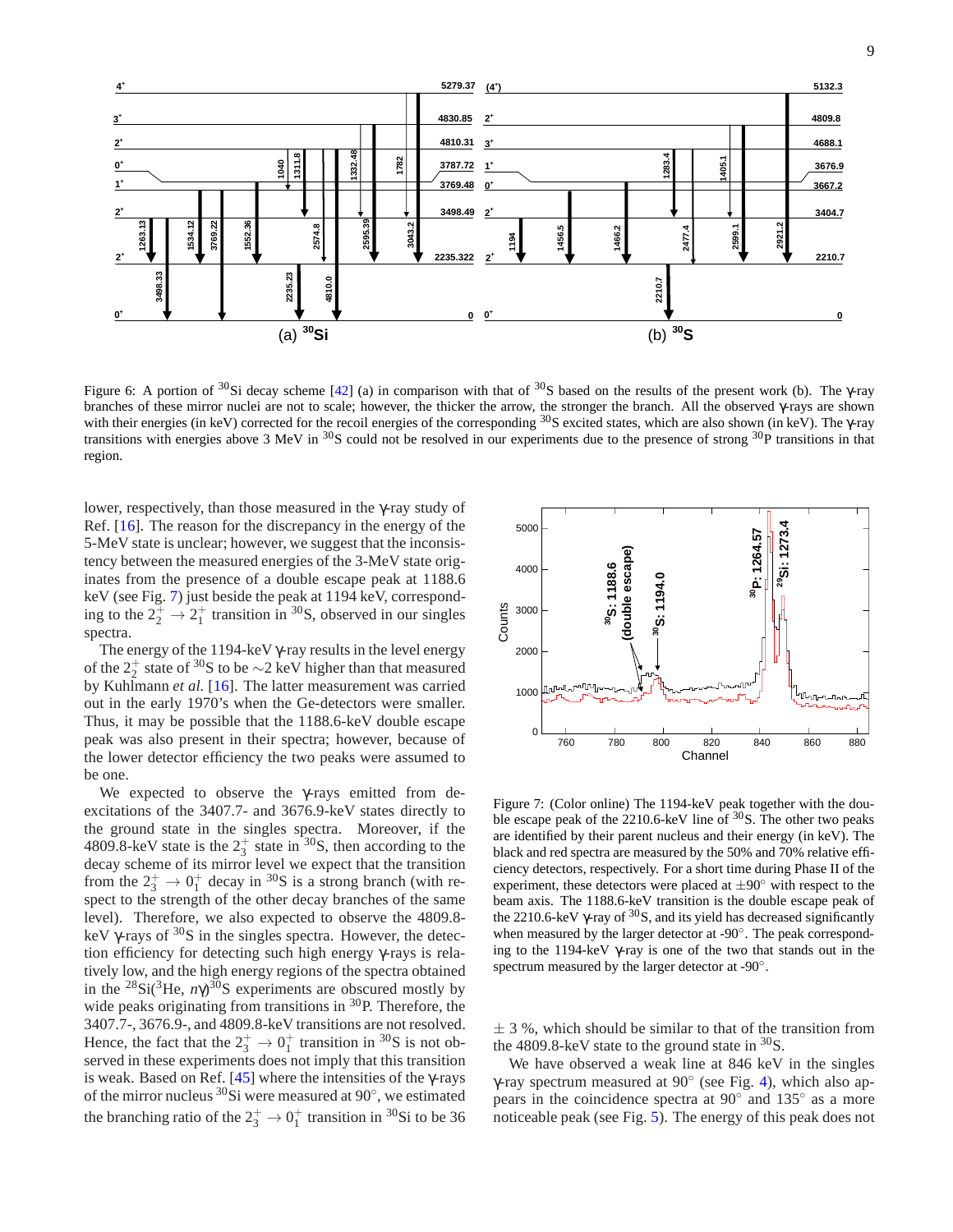Figure 6: A portion of $^{30}$Si decay scheme [42] (a) in comparison with that of $^{30}$S based on the results of the present work (b). The γ-ray branches of these mirror nuclei are not to scale; however, the thicker the arrow, the stronger the branch. All the observed γ-rays are shown with their energies (in keV) corrected for the recoil energies of the corresponding $^{30}$S excited states, which are also shown (in keV). The γ-ray transitions with energies above 3 MeV in $^{30}$S could not be resolved in our experiments due to the presence of strong $^{30}$P transitions in that region.

lower, respectively, than those measured in the γ-ray study of Ref. [16]. The reason for the discrepancy in the energy of the 5-MeV state is unclear; however, we suggest that the inconsistency between the measured energies of the 3-MeV state originates from the presence of a double escape peak at 1188.6 keV (see Fig. 7) just beside the peak at 1194 keV, corresponding to the $2^+_2 \rightarrow 2^+_1$ transition in $^{30}$S, observed in our singles spectra.

The energy of the 1194-keV γ-ray results in the level energy of the $2^+_2$ state of $^{30}$S to be ∼2 keV higher than that measured by Kuhlmann *et al.* [16]. The latter measurement was carried out in the early 1970's when the Ge-detectors were smaller. Thus, it may be possible that the 1188.6-keV double escape peak was also present in their spectra; however, because of the lower detector efficiency the two peaks were assumed to be one.

We expected to observe the γ-rays emitted from de-excitations of the 3407.7- and 3676.9-keV states directly to the ground state in the singles spectra. Moreover, if the 4809.8-keV state is the $2^+_3$ state in $^{30}$S, then according to the decay scheme of its mirror level we expect that the transition from the $2^+_3 \rightarrow 0^+_1$ decay in $^{30}$S is a strong branch (with respect to the strength of the other decay branches of the same level). Therefore, we also expected to observe the 4809.8-keV γ-rays of $^{30}$S in the singles spectra. However, the detection efficiency for detecting such high energy γ-rays is relatively low, and the high energy regions of the spectra obtained in the $^{28}$Si($^3$He, *n*γ)$^{30}$S experiments are obscured mostly by wide peaks originating from transitions in $^{30}$P. Therefore, the 3407.7-, 3676.9-, and 4809.8-keV transitions are not resolved. Hence, the fact that the $2^+_3 \rightarrow 0^+_1$ transition in $^{30}$S is not observed in these experiments does not imply that this transition is weak. Based on Ref. [45] where the intensities of the γ-rays of the mirror nucleus $^{30}$Si were measured at 90°, we estimated the branching ratio of the $2^+_3 \rightarrow 0^+_1$ transition in $^{30}$Si to be 36 ± 3 %, which should be similar to that of the transition from the 4809.8-keV state to the ground state in $^{30}$S.

Figure 7: (Color online) The 1194-keV peak together with the double escape peak of the 2210.6-keV line of $^{30}$S. The other two peaks are identified by their parent nucleus and their energy (in keV). The black and red spectra are measured by the 50% and 70% relative efficiency detectors, respectively. For a short time during Phase II of the experiment, these detectors were placed at ±90° with respect to the beam axis. The 1188.6-keV transition is the double escape peak of the 2210.6-keV γ-ray of $^{30}$S, and its yield has decreased significantly when measured by the larger detector at -90°. The peak corresponding to the 1194-keV γ-ray is one of the two that stands out in the spectrum measured by the larger detector at -90°.

We have observed a weak line at 846 keV in the singles γ-ray spectrum measured at 90° (see Fig. 4), which also appears in the coincidence spectra at 90° and 135° as a more noticeable peak (see Fig. 5). The energy of this peak does not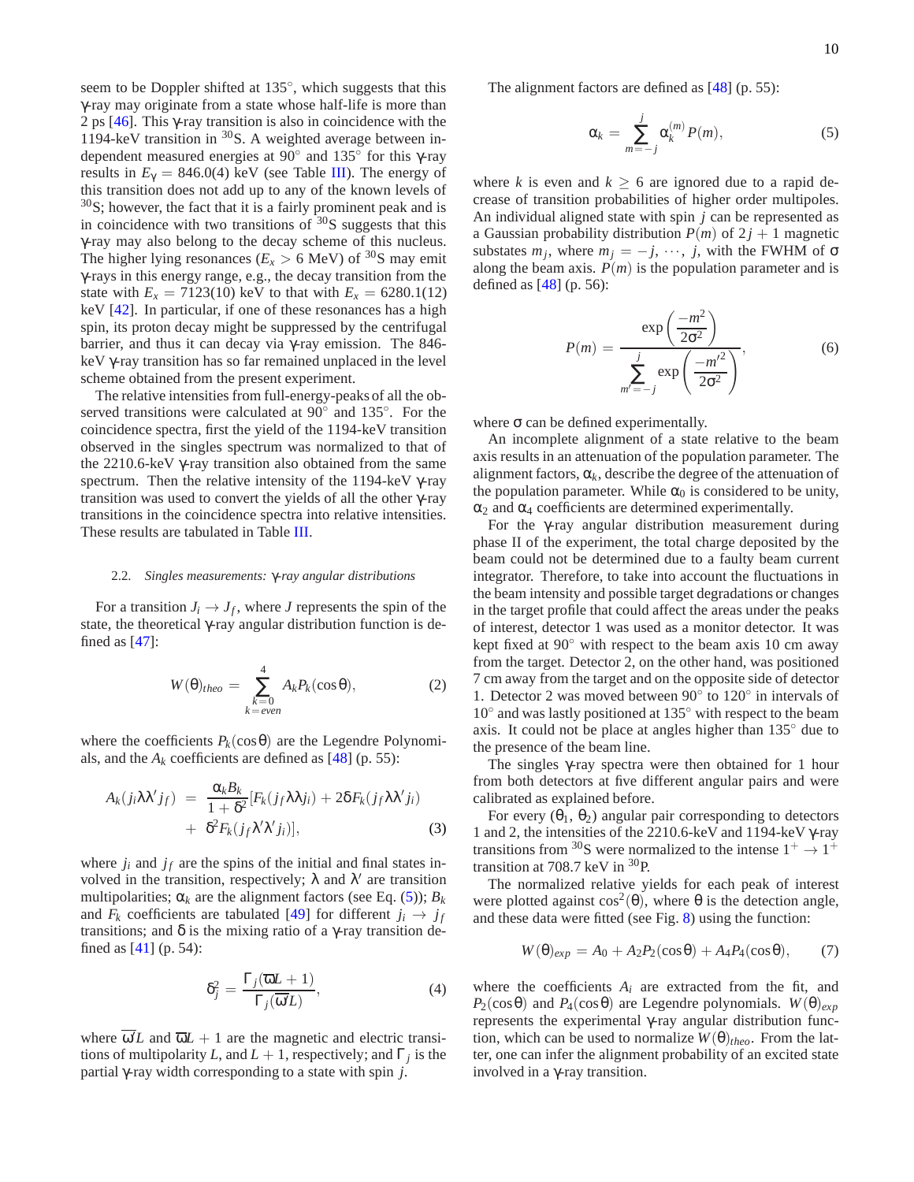seem to be Doppler shifted at 135°, which suggests that this γ-ray may originate from a state whose half-life is more than 2 ps [46]. This γ-ray transition is also in coincidence with the 1194-keV transition in $^{30}$S. A weighted average between independent measured energies at 90° and 135° for this γ-ray results in $E_\gamma = 846.0(4)$ keV (see Table III). The energy of this transition does not add up to any of the known levels of $^{30}$S; however, the fact that it is a fairly prominent peak and is in coincidence with two transitions of $^{30}$S suggests that this γ-ray may also belong to the decay scheme of this nucleus. The higher lying resonances ($E_x > 6$ MeV) of $^{30}$S may emit γ-rays in this energy range, e.g., the decay transition from the state with $E_x = 7123(10)$ keV to that with $E_x = 6280.1(12)$ keV [42]. In particular, if one of these resonances has a high spin, its proton decay might be suppressed by the centrifugal barrier, and thus it can decay via γ-ray emission. The 846-keV γ-ray transition has so far remained unplaced in the level scheme obtained from the present experiment.

The relative intensities from full-energy-peaks of all the observed transitions were calculated at 90° and 135°. For the coincidence spectra, first the yield of the 1194-keV transition observed in the singles spectrum was normalized to that of the 2210.6-keV γ-ray transition also obtained from the same spectrum. Then the relative intensity of the 1194-keV γ-ray transition was used to convert the yields of all the other γ-ray transitions in the coincidence spectra into relative intensities. These results are tabulated in Table III.

### 2.2. *Singles measurements: γ-ray angular distributions*

For a transition $J_i \rightarrow J_f$, where $J$ represents the spin of the state, the theoretical γ-ray angular distribution function is defined as [47]:

$$W(\theta)_{theo} = \sum_{\substack{k=0 \\ k=even}}^{4} A_k P_k(\cos\theta), \tag{2}$$

where the coefficients $P_k(\cos\theta)$ are the Legendre Polynomials, and the $A_k$ coefficients are defined as [48] (p. 55):

$$\begin{aligned} A_k(j_i\lambda\lambda' j_f) &= \frac{\alpha_k B_k}{1+\delta^2}[F_k(j_f\lambda\lambda j_i) + 2\delta F_k(j_f\lambda\lambda' j_i) \\ &+ \delta^2 F_k(j_f\lambda'\lambda' j_i)], \end{aligned} \tag{3}$$

where $j_i$ and $j_f$ are the spins of the initial and final states involved in the transition, respectively; $\lambda$ and $\lambda'$ are transition multipolarities; $\alpha_k$ are the alignment factors (see Eq. (5)); $B_k$ and $F_k$ coefficients are tabulated [49] for different $j_i \rightarrow j_f$ transitions; and $\delta$ is the mixing ratio of a γ-ray transition defined as [41] (p. 54):

$$\delta_j^2 = \frac{\Gamma_j(\overline{\omega}L+1)}{\Gamma_j(\overline{\omega'}L)}, \tag{4}$$

where $\overline{\omega'}L$ and $\overline{\omega}L+1$ are the magnetic and electric transitions of multipolarity $L$, and $L+1$, respectively; and $\Gamma_j$ is the partial γ-ray width corresponding to a state with spin $j$.

The alignment factors are defined as [48] (p. 55):

$$\alpha_k = \sum_{m=-j}^{j} \alpha_k^{(m)} P(m), \tag{5}$$

where $k$ is even and $k \geq 6$ are ignored due to a rapid decrease of transition probabilities of higher order multipoles. An individual aligned state with spin $j$ can be represented as a Gaussian probability distribution $P(m)$ of $2j+1$ magnetic substates $m_j$, where $m_j = -j, \cdots, j$, with the FWHM of $\sigma$ along the beam axis. $P(m)$ is the population parameter and is defined as [48] (p. 56):

$$P(m) = \frac{\exp\left(\dfrac{-m^2}{2\sigma^2}\right)}{\displaystyle\sum_{m'=-j}^{j} \exp\left(\dfrac{-m'^2}{2\sigma^2}\right)}, \tag{6}$$

where $\sigma$ can be defined experimentally.

An incomplete alignment of a state relative to the beam axis results in an attenuation of the population parameter. The alignment factors, $\alpha_k$, describe the degree of the attenuation of the population parameter. While $\alpha_0$ is considered to be unity, $\alpha_2$ and $\alpha_4$ coefficients are determined experimentally.

For the γ-ray angular distribution measurement during phase II of the experiment, the total charge deposited by the beam could not be determined due to a faulty beam current integrator. Therefore, to take into account the fluctuations in the beam intensity and possible target degradations or changes in the target profile that could affect the areas under the peaks of interest, detector 1 was used as a monitor detector. It was kept fixed at 90° with respect to the beam axis 10 cm away from the target. Detector 2, on the other hand, was positioned 7 cm away from the target and on the opposite side of detector 1. Detector 2 was moved between 90° to 120° in intervals of 10° and was lastly positioned at 135° with respect to the beam axis. It could not be place at angles higher than 135° due to the presence of the beam line.

The singles γ-ray spectra were then obtained for 1 hour from both detectors at five different angular pairs and were calibrated as explained before.

For every ($\theta_1$, $\theta_2$) angular pair corresponding to detectors 1 and 2, the intensities of the 2210.6-keV and 1194-keV γ-ray transitions from $^{30}$S were normalized to the intense $1^+ \rightarrow 1^+$ transition at 708.7 keV in $^{30}$P.

The normalized relative yields for each peak of interest were plotted against $\cos^2(\theta)$, where $\theta$ is the detection angle, and these data were fitted (see Fig. 8) using the function:

$$W(\theta)_{exp} = A_0 + A_2P_2(\cos\theta) + A_4P_4(\cos\theta), \tag{7}$$

where the coefficients $A_i$ are extracted from the fit, and $P_2(\cos\theta)$ and $P_4(\cos\theta)$ are Legendre polynomials. $W(\theta)_{exp}$ represents the experimental γ-ray angular distribution function, which can be used to normalize $W(\theta)_{theo}$. From the latter, one can infer the alignment probability of an excited state involved in a γ-ray transition.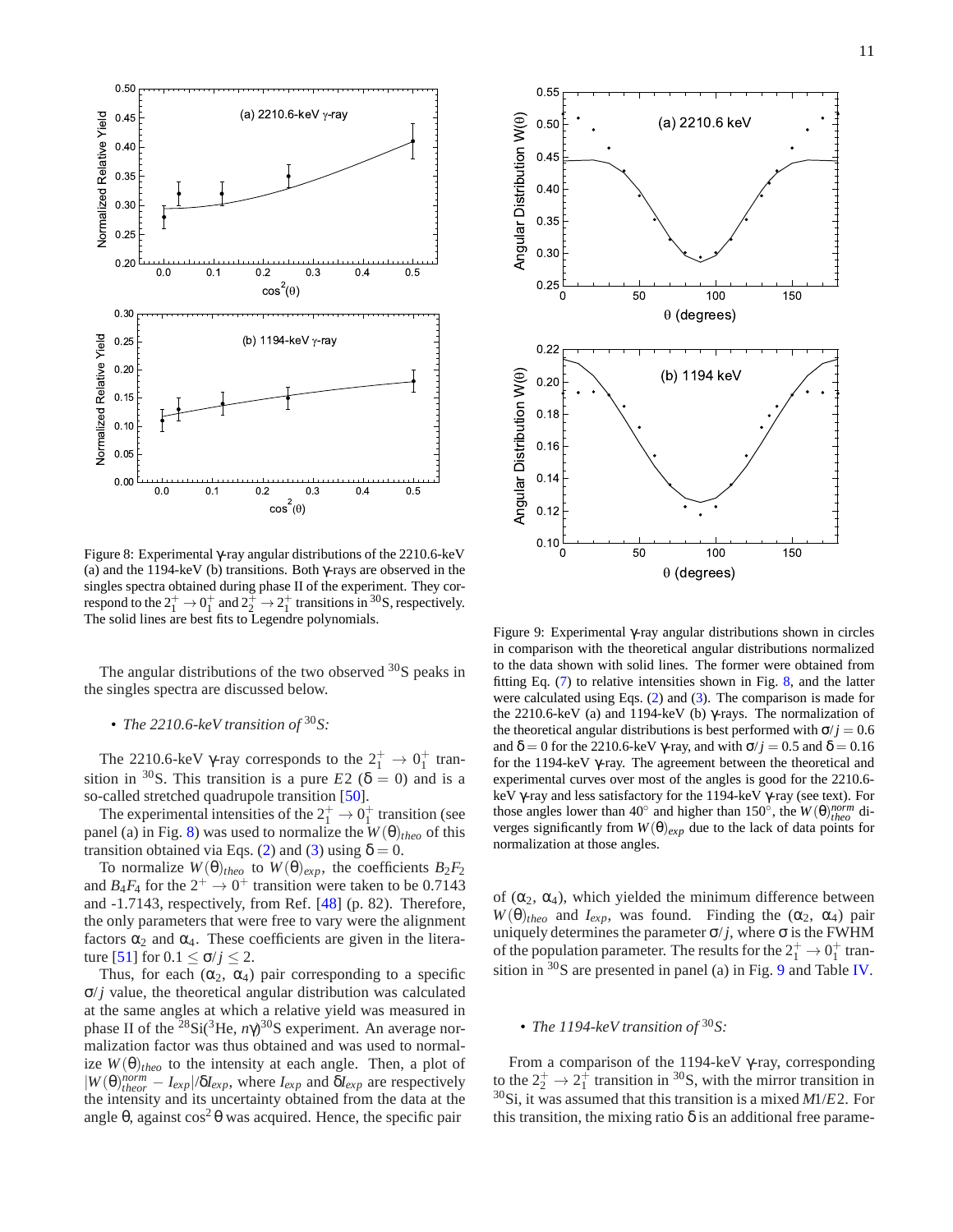Figure 8: Experimental γ-ray angular distributions of the 2210.6-keV (a) and the 1194-keV (b) transitions. Both γ-rays are observed in the singles spectra obtained during phase II of the experiment. They correspond to the $2^+_1 \rightarrow 0^+_1$ and $2^+_2 \rightarrow 2^+_1$ transitions in $^{30}$S, respectively. The solid lines are best fits to Legendre polynomials.

The angular distributions of the two observed $^{30}$S peaks in the singles spectra are discussed below.

- *The 2210.6-keV transition of $^{30}$S:*

The 2210.6-keV γ-ray corresponds to the $2^+_1 \rightarrow 0^+_1$ transition in $^{30}$S. This transition is a pure $E2$ ($\delta = 0$) and is a so-called stretched quadrupole transition [50].

The experimental intensities of the $2^+_1 \rightarrow 0^+_1$ transition (see panel (a) in Fig. 8) was used to normalize the $W(\theta)_{theo}$ of this transition obtained via Eqs. (2) and (3) using $\delta = 0$.

To normalize $W(\theta)_{theo}$ to $W(\theta)_{exp}$, the coefficients $B_2F_2$ and $B_4F_4$ for the $2^+ \rightarrow 0^+$ transition were taken to be 0.7143 and -1.7143, respectively, from Ref. [48] (p. 82). Therefore, the only parameters that were free to vary were the alignment factors $\alpha_2$ and $\alpha_4$. These coefficients are given in the literature [51] for $0.1 \leq \sigma/j \leq 2$.

Thus, for each ($\alpha_2$, $\alpha_4$) pair corresponding to a specific $\sigma/j$ value, the theoretical angular distribution was calculated at the same angles at which a relative yield was measured in phase II of the $^{28}$Si($^3$He, $n\gamma$)$^{30}$S experiment. An average normalization factor was thus obtained and was used to normalize $W(\theta)_{theo}$ to the intensity at each angle. Then, a plot of $|W(\theta)^{norm}_{theor} - I_{exp}|/\delta I_{exp}$, where $I_{exp}$ and $\delta I_{exp}$ are respectively the intensity and its uncertainty obtained from the data at the angle θ, against $\cos^2\theta$ was acquired. Hence, the specific pair of ($\alpha_2$, $\alpha_4$), which yielded the minimum difference between $W(\theta)_{theo}$ and $I_{exp}$, was found. Finding the ($\alpha_2$, $\alpha_4$) pair uniquely determines the parameter $\sigma/j$, where σ is the FWHM of the population parameter. The results for the $2^+_1 \rightarrow 0^+_1$ transition in $^{30}$S are presented in panel (a) in Fig. 9 and Table IV.

Figure 9: Experimental γ-ray angular distributions shown in circles in comparison with the theoretical angular distributions normalized to the data shown with solid lines. The former were obtained from fitting Eq. (7) to relative intensities shown in Fig. 8, and the latter were calculated using Eqs. (2) and (3). The comparison is made for the 2210.6-keV (a) and 1194-keV (b) γ-rays. The normalization of the theoretical angular distributions is best performed with $\sigma/j = 0.6$ and $\delta = 0$ for the 2210.6-keV γ-ray, and with $\sigma/j = 0.5$ and $\delta = 0.16$ for the 1194-keV γ-ray. The agreement between the theoretical and experimental curves over most of the angles is good for the 2210.6-keV γ-ray and less satisfactory for the 1194-keV γ-ray (see text). For those angles lower than 40° and higher than 150°, the $W(\theta)^{norm}_{theo}$ diverges significantly from $W(\theta)_{exp}$ due to the lack of data points for normalization at those angles.

- *The 1194-keV transition of $^{30}$S:*

From a comparison of the 1194-keV γ-ray, corresponding to the $2^+_2 \rightarrow 2^+_1$ transition in $^{30}$S, with the mirror transition in $^{30}$Si, it was assumed that this transition is a mixed $M1/E2$. For this transition, the mixing ratio δ is an additional free parame-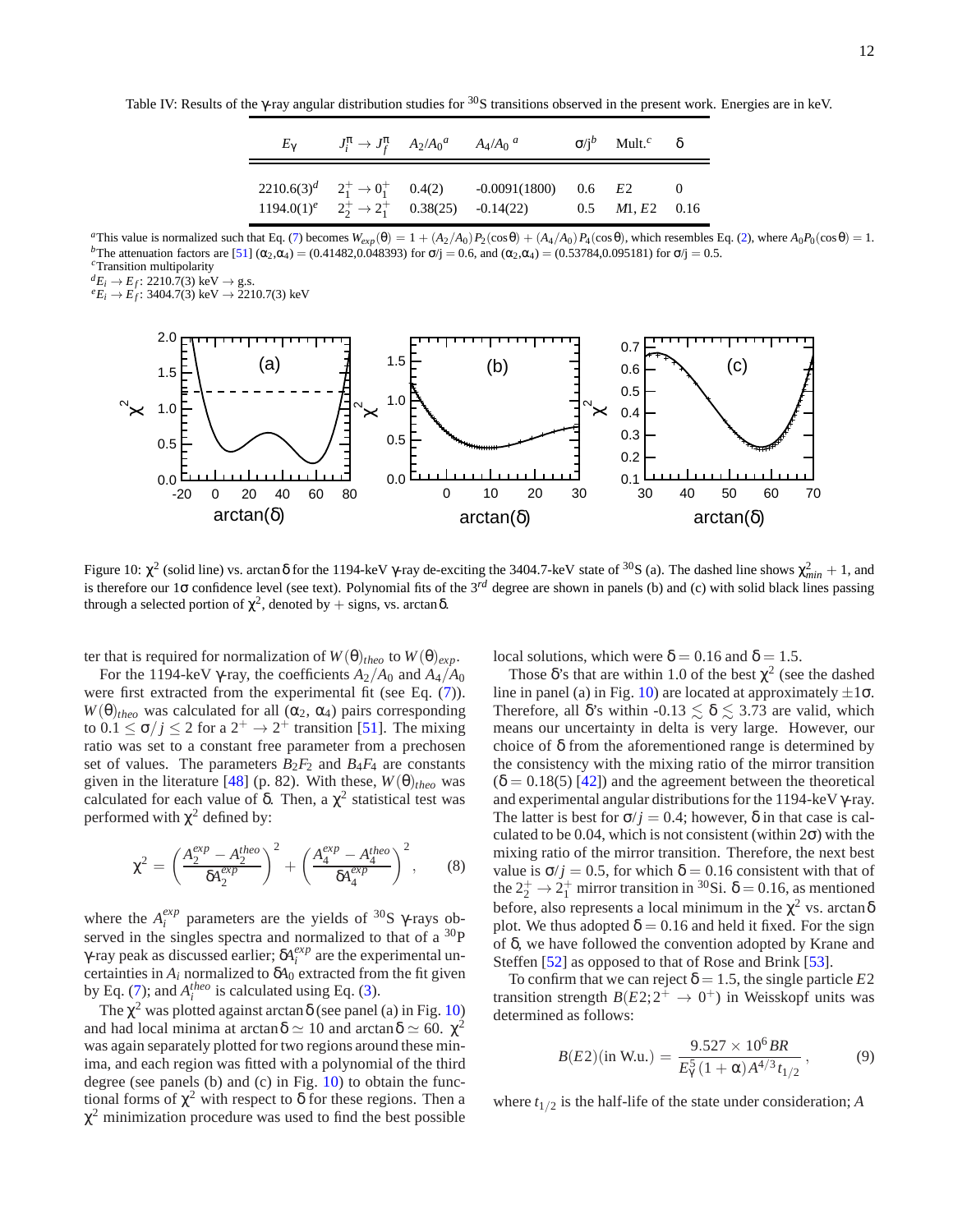Table IV: Results of the γ-ray angular distribution studies for $^{30}$S transitions observed in the present work. Energies are in keV.

| $E_\gamma$ | $J_i^\pi \to J_f^\pi$ | $A_2/A_0$[a] | $A_4/A_0$[a] | $\sigma/j$[b] | Mult.[c] | $\delta$ |
|---|---|---|---|---|---|---|
| 2210.6(3)[d] | $2_1^+ \to 0_1^+$ | 0.4(2) | -0.0091(1800) | 0.6 | $E2$ | 0 |
| 1194.0(1)[e] | $2_2^+ \to 2_1^+$ | 0.38(25) | -0.14(22) | 0.5 | $M1, E2$ | 0.16 |

[a]This value is normalized such that Eq. (7) becomes $W_{exp}(\theta) = 1 + (A_2/A_0)P_2(\cos\theta) + (A_4/A_0)P_4(\cos\theta)$, which resembles Eq. (2), where $A_0P_0(\cos\theta) = 1$.
[b]The attenuation factors are [51] $(\alpha_2,\alpha_4) = (0.41482, 0.048393)$ for $\sigma/j = 0.6$, and $(\alpha_2,\alpha_4) = (0.53784, 0.095181)$ for $\sigma/j = 0.5$.
[c]Transition multipolarity
[d]$E_i \to E_f$: 2210.7(3) keV → g.s.
[e]$E_i \to E_f$: 3404.7(3) keV → 2210.7(3) keV

Figure 10: $\chi^2$ (solid line) vs. $\arctan\delta$ for the 1194-keV γ-ray de-exciting the 3404.7-keV state of $^{30}$S (a). The dashed line shows $\chi^2_{min} + 1$, and is therefore our $1\sigma$ confidence level (see text). Polynomial fits of the 3[rd] degree are shown in panels (b) and (c) with solid black lines passing through a selected portion of $\chi^2$, denoted by + signs, vs. $\arctan\delta$.

ter that is required for normalization of $W(\theta)_{theo}$ to $W(\theta)_{exp}$.

For the 1194-keV γ-ray, the coefficients $A_2/A_0$ and $A_4/A_0$ were first extracted from the experimental fit (see Eq. (7)). $W(\theta)_{theo}$ was calculated for all ($\alpha_2$, $\alpha_4$) pairs corresponding to $0.1 \le \sigma/j \le 2$ for a $2^+ \to 2^+$ transition [51]. The mixing ratio was set to a constant free parameter from a prechosen set of values. The parameters $B_2F_2$ and $B_4F_4$ are constants given in the literature [48] (p. 82). With these, $W(\theta)_{theo}$ was calculated for each value of $\delta$. Then, a $\chi^2$ statistical test was performed with $\chi^2$ defined by:

$$\chi^2 = \left(\frac{A_2^{exp} - A_2^{theo}}{\delta A_2^{exp}}\right)^2 + \left(\frac{A_4^{exp} - A_4^{theo}}{\delta A_4^{exp}}\right)^2, \qquad (8)$$

where the $A_i^{exp}$ parameters are the yields of $^{30}$S γ-rays observed in the singles spectra and normalized to that of a $^{30}$P γ-ray peak as discussed earlier; $\delta A_i^{exp}$ are the experimental uncertainties in $A_i$ normalized to $\delta A_0$ extracted from the fit given by Eq. (7); and $A_i^{theo}$ is calculated using Eq. (3).

The $\chi^2$ was plotted against $\arctan\delta$ (see panel (a) in Fig. 10) and had local minima at $\arctan\delta \simeq 10$ and $\arctan\delta \simeq 60$. $\chi^2$ was again separately plotted for two regions around these minima, and each region was fitted with a polynomial of the third degree (see panels (b) and (c) in Fig. 10) to obtain the functional forms of $\chi^2$ with respect to $\delta$ for these regions. Then a $\chi^2$ minimization procedure was used to find the best possible local solutions, which were $\delta = 0.16$ and $\delta = 1.5$.

Those $\delta$'s that are within 1.0 of the best $\chi^2$ (see the dashed line in panel (a) in Fig. 10) are located at approximately $\pm 1\sigma$. Therefore, all $\delta$'s within $-0.13 \lesssim \delta \lesssim 3.73$ are valid, which means our uncertainty in delta is very large. However, our choice of $\delta$ from the aforementioned range is determined by the consistency with the mixing ratio of the mirror transition ($\delta = 0.18(5)$ [42]) and the agreement between the theoretical and experimental angular distributions for the 1194-keV γ-ray. The latter is best for $\sigma/j = 0.4$; however, $\delta$ in that case is calculated to be 0.04, which is not consistent (within $2\sigma$) with the mixing ratio of the mirror transition. Therefore, the next best value is $\sigma/j = 0.5$, for which $\delta = 0.16$ consistent with that of the $2_2^+ \to 2_1^+$ mirror transition in $^{30}$Si. $\delta = 0.16$, as mentioned before, also represents a local minimum in the $\chi^2$ vs. $\arctan\delta$ plot. We thus adopted $\delta = 0.16$ and held it fixed. For the sign of $\delta$, we have followed the convention adopted by Krane and Steffen [52] as opposed to that of Rose and Brink [53].

To confirm that we can reject $\delta = 1.5$, the single particle $E2$ transition strength $B(E2; 2^+ \to 0^+)$ in Weisskopf units was determined as follows:

$$B(E2)(\text{in W.u.}) = \frac{9.527 \times 10^6 BR}{E_\gamma^5 (1+\alpha) A^{4/3} t_{1/2}}, \qquad (9)$$

where $t_{1/2}$ is the half-life of the state under consideration; $A$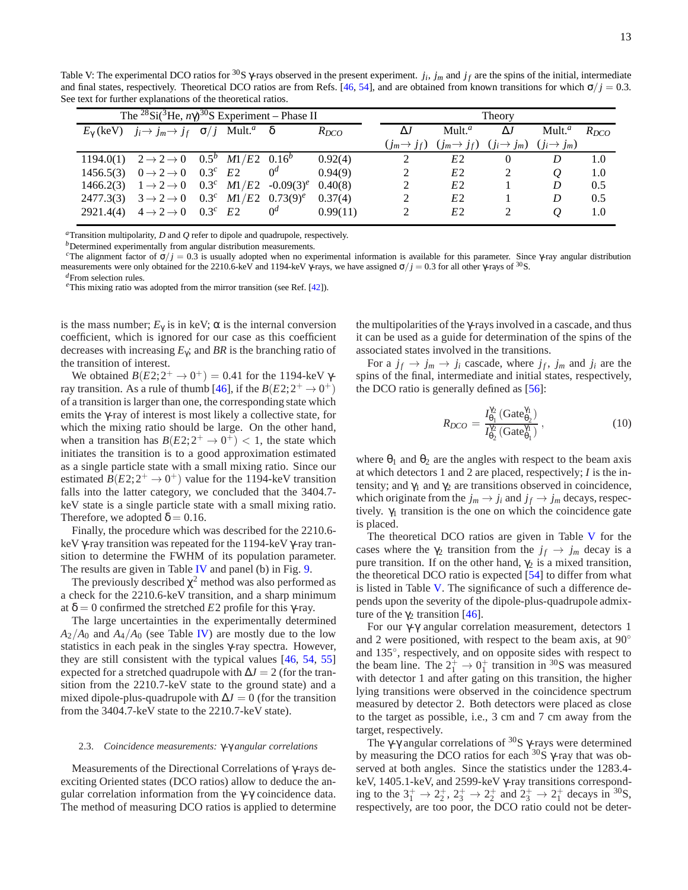Table V: The experimental DCO ratios for $^{30}$S $\gamma$-rays observed in the present experiment. $j_i$, $j_m$ and $j_f$ are the spins of the initial, intermediate and final states, respectively. Theoretical DCO ratios are from Refs. [46, 54], and are obtained from known transitions for which $\sigma/j = 0.3$. See text for further explanations of the theoretical ratios.

| The $^{28}$Si($^3$He, $n\gamma$)$^{30}$S Experiment – Phase II | | | | | | Theory | | | | |
|---|---|---|---|---|---|---|---|---|---|---|
| $E_\gamma$ (keV) | $j_i \to j_m \to j_f$ | $\sigma/j$ | Mult.[a] | $\delta$ | $R_{DCO}$ | $\Delta J$ ($j_m \to j_f$) | Mult.[a] ($j_m \to j_f$) | $\Delta J$ ($j_i \to j_m$) | Mult.[a] ($j_i \to j_m$) | $R_{DCO}$ |
| 1194.0(1) | $2 \to 2 \to 0$ | 0.5[b] | $M1/E2$ | 0.16[b] | 0.92(4) | 2 | $E2$ | 0 | $D$ | 1.0 |
| 1456.5(3) | $0 \to 2 \to 0$ | 0.3[c] | $E2$ | 0[d] | 0.94(9) | 2 | $E2$ | 2 | $Q$ | 1.0 |
| 1466.2(3) | $1 \to 2 \to 0$ | 0.3[c] | $M1/E2$ | -0.09(3)[e] | 0.40(8) | 2 | $E2$ | 1 | $D$ | 0.5 |
| 2477.3(3) | $3 \to 2 \to 0$ | 0.3[c] | $M1/E2$ | 0.73(9)[e] | 0.37(4) | 2 | $E2$ | 1 | $D$ | 0.5 |
| 2921.4(4) | $4 \to 2 \to 0$ | 0.3[c] | $E2$ | 0[d] | 0.99(11) | 2 | $E2$ | 2 | $Q$ | 1.0 |

[a]Transition multipolarity, $D$ and $Q$ refer to dipole and quadrupole, respectively.
[b]Determined experimentally from angular distribution measurements.
[c]The alignment factor of $\sigma/j = 0.3$ is usually adopted when no experimental information is available for this parameter. Since $\gamma$-ray angular distribution measurements were only obtained for the 2210.6-keV and 1194-keV $\gamma$-rays, we have assigned $\sigma/j = 0.3$ for all other $\gamma$-rays of $^{30}$S.
[d]From selection rules.
[e]This mixing ratio was adopted from the mirror transition (see Ref. [42]).

is the mass number; $E_\gamma$ is in keV; $\alpha$ is the internal conversion coefficient, which is ignored for our case as this coefficient decreases with increasing $E_\gamma$; and $BR$ is the branching ratio of the transition of interest.

We obtained $B(E2;2^+ \to 0^+) = 0.41$ for the 1194-keV $\gamma$-ray transition. As a rule of thumb [46], if the $B(E2;2^+ \to 0^+)$ of a transition is larger than one, the corresponding state which emits the $\gamma$-ray of interest is most likely a collective state, for which the mixing ratio should be large. On the other hand, when a transition has $B(E2;2^+ \to 0^+) < 1$, the state which initiates the transition is to a good approximation estimated as a single particle state with a small mixing ratio. Since our estimated $B(E2;2^+ \to 0^+)$ value for the 1194-keV transition falls into the latter category, we concluded that the 3404.7-keV state is a single particle state with a small mixing ratio. Therefore, we adopted $\delta = 0.16$.

Finally, the procedure which was described for the 2210.6-keV $\gamma$-ray transition was repeated for the 1194-keV $\gamma$-ray transition to determine the FWHM of its population parameter. The results are given in Table IV and panel (b) in Fig. 9.

The previously described $\chi^2$ method was also performed as a check for the 2210.6-keV transition, and a sharp minimum at $\delta = 0$ confirmed the stretched $E2$ profile for this $\gamma$-ray.

The large uncertainties in the experimentally determined $A_2/A_0$ and $A_4/A_0$ (see Table IV) are mostly due to the low statistics in each peak in the singles $\gamma$-ray spectra. However, they are still consistent with the typical values [46, 54, 55] expected for a stretched quadrupole with $\Delta J = 2$ (for the transition from the 2210.7-keV state to the ground state) and a mixed dipole-plus-quadrupole with $\Delta J = 0$ (for the transition from the 3404.7-keV state to the 2210.7-keV state).

### 2.3. *Coincidence measurements: $\gamma$-$\gamma$ angular correlations*

Measurements of the Directional Correlations of $\gamma$-rays de-exciting Oriented states (DCO ratios) allow to deduce the angular correlation information from the $\gamma$-$\gamma$ coincidence data. The method of measuring DCO ratios is applied to determine the multipolarities of the $\gamma$-rays involved in a cascade, and thus it can be used as a guide for determination of the spins of the associated states involved in the transitions.

For a $j_f \to j_m \to j_i$ cascade, where $j_f$, $j_m$ and $j_i$ are the spins of the final, intermediate and initial states, respectively, the DCO ratio is generally defined as [56]:

$$R_{DCO} = \frac{I_{\theta_1}^{\gamma_2}(\mathrm{Gate}_{\theta_2}^{\gamma_1})}{I_{\theta_2}^{\gamma_2}(\mathrm{Gate}_{\theta_1}^{\gamma_1})}, \quad (10)$$

where $\theta_1$ and $\theta_2$ are the angles with respect to the beam axis at which detectors 1 and 2 are placed, respectively; $I$ is the intensity; and $\gamma_1$ and $\gamma_2$ are transitions observed in coincidence, which originate from the $j_m \to j_i$ and $j_f \to j_m$ decays, respectively. $\gamma_1$ transition is the one on which the coincidence gate is placed.

The theoretical DCO ratios are given in Table V for the cases where the $\gamma_2$ transition from the $j_f \to j_m$ decay is a pure transition. If on the other hand, $\gamma_2$ is a mixed transition, the theoretical DCO ratio is expected [54] to differ from what is listed in Table V. The significance of such a difference depends upon the severity of the dipole-plus-quadrupole admixture of the $\gamma_2$ transition [46].

For our $\gamma$-$\gamma$ angular correlation measurement, detectors 1 and 2 were positioned, with respect to the beam axis, at 90° and 135°, respectively, and on opposite sides with respect to the beam line. The $2_1^+ \to 0_1^+$ transition in $^{30}$S was measured with detector 1 and after gating on this transition, the higher lying transitions were observed in the coincidence spectrum measured by detector 2. Both detectors were placed as close to the target as possible, i.e., 3 cm and 7 cm away from the target, respectively.

The $\gamma$-$\gamma$ angular correlations of $^{30}$S $\gamma$-rays were determined by measuring the DCO ratios for each $^{30}$S $\gamma$-ray that was observed at both angles. Since the statistics under the 1283.4-keV, 1405.1-keV, and 2599-keV $\gamma$-ray transitions corresponding to the $3_1^+ \to 2_2^+$, $2_3^+ \to 2_2^+$ and $2_3^+ \to 2_1^+$ decays in $^{30}$S, respectively, are too poor, the DCO ratio could not be deter-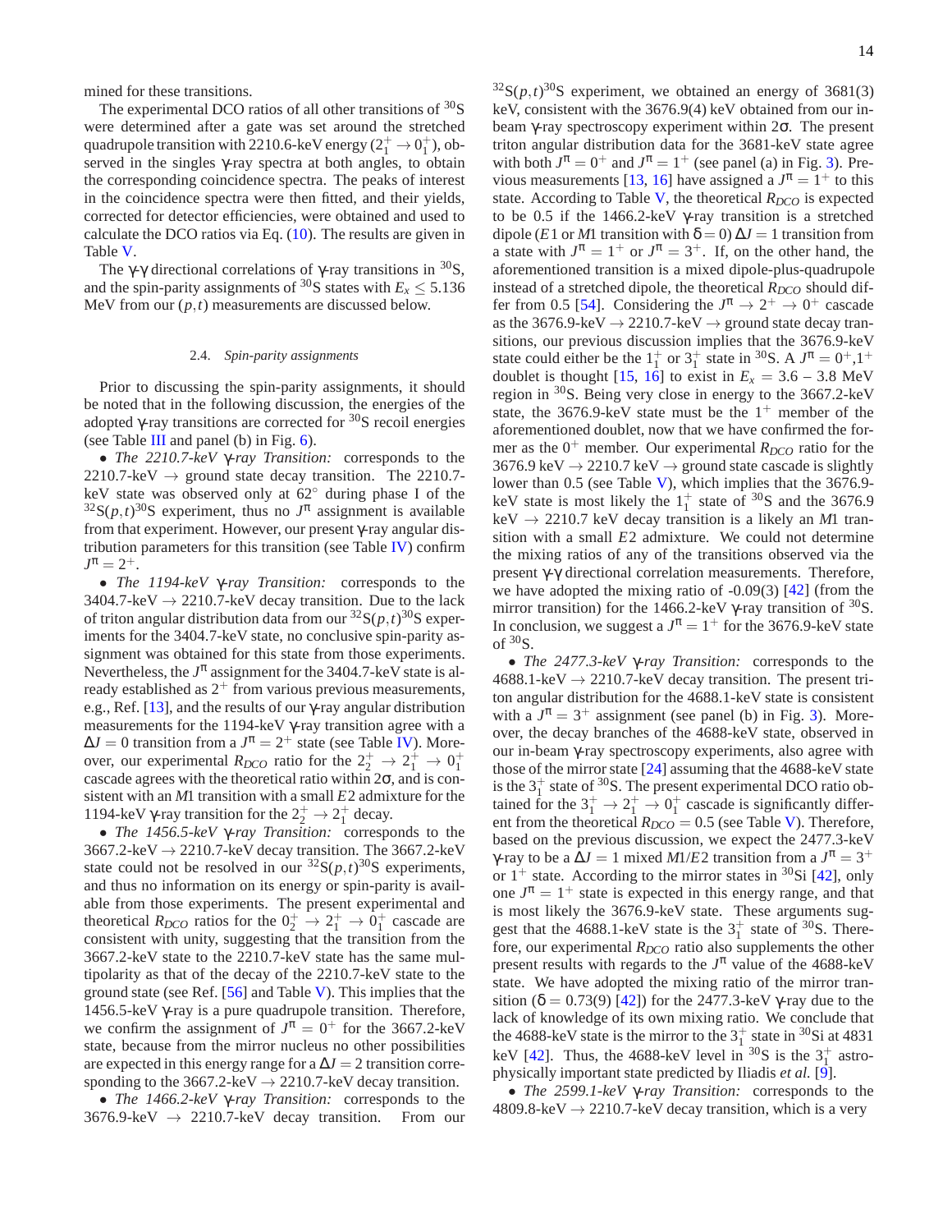mined for these transitions.

The experimental DCO ratios of all other transitions of $^{30}$S were determined after a gate was set around the stretched quadrupole transition with 2210.6-keV energy ($2^+_1 \rightarrow 0^+_1$), observed in the singles γ-ray spectra at both angles, to obtain the corresponding coincidence spectra. The peaks of interest in the coincidence spectra were then fitted, and their yields, corrected for detector efficiencies, were obtained and used to calculate the DCO ratios via Eq. (10). The results are given in Table V.

The γ-γ directional correlations of γ-ray transitions in $^{30}$S, and the spin-parity assignments of $^{30}$S states with $E_x \leq 5.136$ MeV from our $(p,t)$ measurements are discussed below.

### 2.4. *Spin-parity assignments*

Prior to discussing the spin-parity assignments, it should be noted that in the following discussion, the energies of the adopted γ-ray transitions are corrected for $^{30}$S recoil energies (see Table III and panel (b) in Fig. 6).

• *The 2210.7-keV γ-ray Transition:* corresponds to the 2210.7-keV → ground state decay transition. The 2210.7-keV state was observed only at 62° during phase I of the $^{32}$S$(p,t)^{30}$S experiment, thus no $J^\pi$ assignment is available from that experiment. However, our present γ-ray angular distribution parameters for this transition (see Table IV) confirm $J^\pi = 2^+$.

• *The 1194-keV γ-ray Transition:* corresponds to the 3404.7-keV → 2210.7-keV decay transition. Due to the lack of triton angular distribution data from our $^{32}$S$(p,t)^{30}$S experiments for the 3404.7-keV state, no conclusive spin-parity assignment was obtained for this state from those experiments. Nevertheless, the $J^\pi$ assignment for the 3404.7-keV state is already established as $2^+$ from various previous measurements, e.g., Ref. [13], and the results of our γ-ray angular distribution measurements for the 1194-keV γ-ray transition agree with a $\Delta J = 0$ transition from a $J^\pi = 2^+$ state (see Table IV). Moreover, our experimental $R_{DCO}$ ratio for the $2^+_2 \rightarrow 2^+_1 \rightarrow 0^+_1$ cascade agrees with the theoretical ratio within 2σ, and is consistent with an $M1$ transition with a small $E2$ admixture for the 1194-keV γ-ray transition for the $2^+_2 \rightarrow 2^+_1$ decay.

• *The 1456.5-keV γ-ray Transition:* corresponds to the 3667.2-keV → 2210.7-keV decay transition. The 3667.2-keV state could not be resolved in our $^{32}$S$(p,t)^{30}$S experiments, and thus no information on its energy or spin-parity is available from those experiments. The present experimental and theoretical $R_{DCO}$ ratios for the $0^+_2 \rightarrow 2^+_1 \rightarrow 0^+_1$ cascade are consistent with unity, suggesting that the transition from the 3667.2-keV state to the 2210.7-keV state has the same multipolarity as that of the decay of the 2210.7-keV state to the ground state (see Ref. [56] and Table V). This implies that the 1456.5-keV γ-ray is a pure quadrupole transition. Therefore, we confirm the assignment of $J^\pi = 0^+$ for the 3667.2-keV state, because from the mirror nucleus no other possibilities are expected in this energy range for a $\Delta J = 2$ transition corresponding to the 3667.2-keV → 2210.7-keV decay transition.

• *The 1466.2-keV γ-ray Transition:* corresponds to the 3676.9-keV → 2210.7-keV decay transition. From our $^{32}$S$(p,t)^{30}$S experiment, we obtained an energy of 3681(3) keV, consistent with the 3676.9(4) keV obtained from our in-beam γ-ray spectroscopy experiment within 2σ. The present triton angular distribution data for the 3681-keV state agree with both $J^\pi = 0^+$ and $J^\pi = 1^+$ (see panel (a) in Fig. 3). Previous measurements [13, 16] have assigned a $J^\pi = 1^+$ to this state. According to Table V, the theoretical $R_{DCO}$ is expected to be 0.5 if the 1466.2-keV γ-ray transition is a stretched dipole ($E1$ or $M1$ transition with $\delta = 0$) $\Delta J = 1$ transition from a state with $J^\pi = 1^+$ or $J^\pi = 3^+$. If, on the other hand, the aforementioned transition is a mixed dipole-plus-quadrupole instead of a stretched dipole, the theoretical $R_{DCO}$ should differ from 0.5 [54]. Considering the $J^\pi \rightarrow 2^+ \rightarrow 0^+$ cascade as the 3676.9-keV → 2210.7-keV → ground state decay transitions, our previous discussion implies that the 3676.9-keV state could either be the $1^+_1$ or $3^+_1$ state in $^{30}$S. A $J^\pi = 0^+,1^+$ doublet is thought [15, 16] to exist in $E_x$ = 3.6 – 3.8 MeV region in $^{30}$S. Being very close in energy to the 3667.2-keV state, the 3676.9-keV state must be the $1^+$ member of the aforementioned doublet, now that we have confirmed the former as the $0^+$ member. Our experimental $R_{DCO}$ ratio for the 3676.9 keV → 2210.7 keV → ground state cascade is slightly lower than 0.5 (see Table V), which implies that the 3676.9-keV state is most likely the $1^+_1$ state of $^{30}$S and the 3676.9 keV → 2210.7 keV decay transition is a likely an $M1$ transition with a small $E2$ admixture. We could not determine the mixing ratios of any of the transitions observed via the present γ-γ directional correlation measurements. Therefore, we have adopted the mixing ratio of -0.09(3) [42] (from the mirror transition) for the 1466.2-keV γ-ray transition of $^{30}$S. In conclusion, we suggest a $J^\pi = 1^+$ for the 3676.9-keV state of $^{30}$S.

• *The 2477.3-keV γ-ray Transition:* corresponds to the 4688.1-keV → 2210.7-keV decay transition. The present triton angular distribution for the 4688.1-keV state is consistent with a $J^\pi = 3^+$ assignment (see panel (b) in Fig. 3). Moreover, the decay branches of the 4688-keV state, observed in our in-beam γ-ray spectroscopy experiments, also agree with those of the mirror state [24] assuming that the 4688-keV state is the $3^+_1$ state of $^{30}$S. The present experimental DCO ratio obtained for the $3^+_1 \rightarrow 2^+_1 \rightarrow 0^+_1$ cascade is significantly different from the theoretical $R_{DCO} = 0.5$ (see Table V). Therefore, based on the previous discussion, we expect the 2477.3-keV γ-ray to be a $\Delta J = 1$ mixed $M1/E2$ transition from a $J^\pi = 3^+$ or $1^+$ state. According to the mirror states in $^{30}$Si [42], only one $J^\pi = 1^+$ state is expected in this energy range, and that is most likely the 3676.9-keV state. These arguments suggest that the 4688.1-keV state is the $3^+_1$ state of $^{30}$S. Therefore, our experimental $R_{DCO}$ ratio also supplements the other present results with regards to the $J^\pi$ value of the 4688-keV state. We have adopted the mixing ratio of the mirror transition ($\delta = 0.73(9)$ [42]) for the 2477.3-keV γ-ray due to the lack of knowledge of its own mixing ratio. We conclude that the 4688-keV state is the mirror to the $3^+_1$ state in $^{30}$Si at 4831 keV [42]. Thus, the 4688-keV level in $^{30}$S is the $3^+_1$ astrophysically important state predicted by Iliadis *et al.* [9].

• *The 2599.1-keV γ-ray Transition:* corresponds to the 4809.8-keV → 2210.7-keV decay transition, which is a very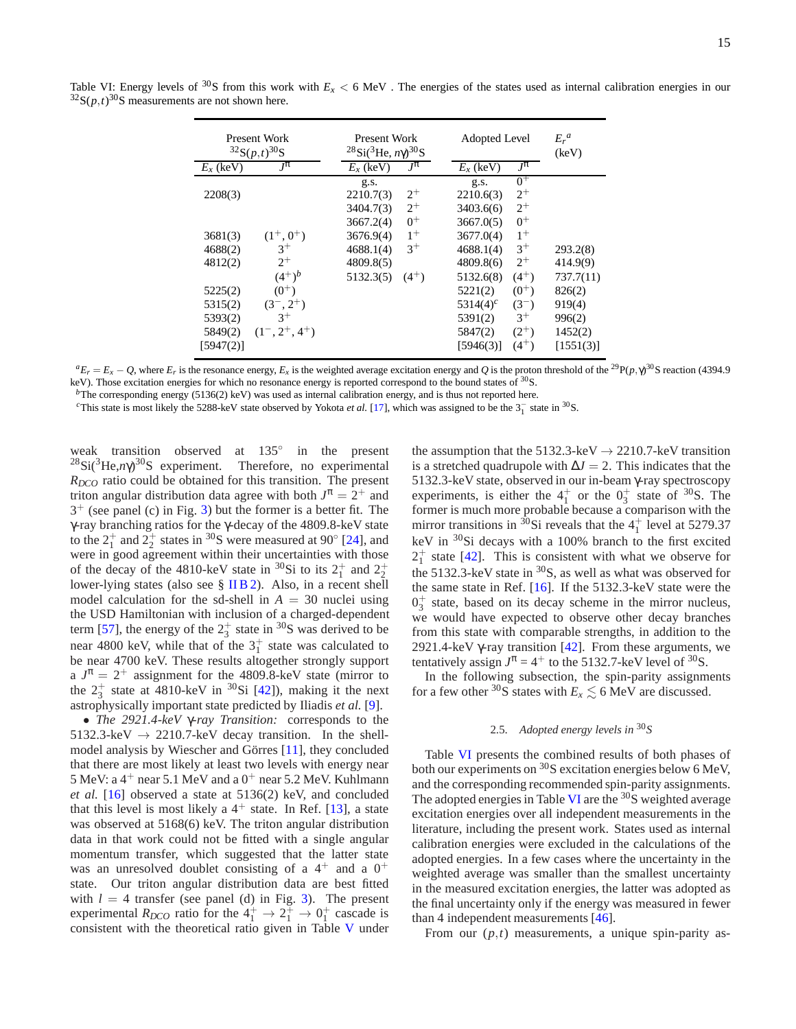Table VI: Energy levels of $^{30}$S from this work with $E_x < 6$ MeV . The energies of the states used as internal calibration energies in our $^{32}$S($p,t$)$^{30}$S measurements are not shown here.

| Present Work $^{32}$S($p,t$)$^{30}$S | | Present Work $^{28}$Si($^3$He, $n\gamma$)$^{30}$S | | Adopted Level | | $E_r$[a] (keV) |
|---|---|---|---|---|---|---|
| $E_x$ (keV) | $J^\pi$ | $E_x$ (keV) | $J^\pi$ | $E_x$ (keV) | $J^\pi$ | |
| | | g.s. | | g.s. | $0^+$ | |
| 2208(3) | | 2210.7(3) | $2^+$ | 2210.6(3) | $2^+$ | |
| | | 3404.7(3) | $2^+$ | 3403.6(6) | $2^+$ | |
| | | 3667.2(4) | $0^+$ | 3667.0(5) | $0^+$ | |
| 3681(3) | $(1^+, 0^+)$ | 3676.9(4) | $1^+$ | 3677.0(4) | $1^+$ | |
| 4688(2) | $3^+$ | 4688.1(4) | $3^+$ | 4688.1(4) | $3^+$ | 293.2(8) |
| 4812(2) | $2^+$ | 4809.8(5) | | 4809.8(6) | $2^+$ | 414.9(9) |
| | $(4^+)$[b] | 5132.3(5) | $(4^+)$ | 5132.6(8) | $(4^+)$ | 737.7(11) |
| 5225(2) | $(0^+)$ | | | 5221(2) | $(0^+)$ | 826(2) |
| 5315(2) | $(3^-, 2^+)$ | | | 5314(4)[c] | $(3^-)$ | 919(4) |
| 5393(2) | $3^+$ | | | 5391(2) | $3^+$ | 996(2) |
| 5849(2) | $(1^-, 2^+, 4^+)$ | | | 5847(2) | $(2^+)$ | 1452(2) |
| [5947(2)] | | | | [5946(3)] | $(4^+)$ | [1551(3)] |

[a] $E_r = E_x - Q$, where $E_r$ is the resonance energy, $E_x$ is the weighted average excitation energy and $Q$ is the proton threshold of the $^{29}$P($p,\gamma$)$^{30}$S reaction (4394.9 keV). Those excitation energies for which no resonance energy is reported correspond to the bound states of $^{30}$S.

[b] The corresponding energy (5136(2) keV) was used as internal calibration energy, and is thus not reported here.

[c] This state is most likely the 5288-keV state observed by Yokota *et al.* [17], which was assigned to be the $3_1^-$ state in $^{30}$S.

weak transition observed at 135° in the present $^{28}$Si($^3$He,$n\gamma$)$^{30}$S experiment. Therefore, no experimental $R_{DCO}$ ratio could be obtained for this transition. The present triton angular distribution data agree with both $J^\pi = 2^+$ and $3^+$ (see panel (c) in Fig. 3) but the former is a better fit. The $\gamma$-ray branching ratios for the $\gamma$-decay of the 4809.8-keV state to the $2_1^+$ and $2_2^+$ states in $^{30}$S were measured at 90° [24], and were in good agreement within their uncertainties with those of the decay of the 4810-keV state in $^{30}$Si to its $2_1^+$ and $2_2^+$ lower-lying states (also see § II B 2). Also, in a recent shell model calculation for the sd-shell in $A = 30$ nuclei using the USD Hamiltonian with inclusion of a charged-dependent term [57], the energy of the $2_3^+$ state in $^{30}$S was derived to be near 4800 keV, while that of the $3_1^+$ state was calculated to be near 4700 keV. These results altogether strongly support a $J^\pi = 2^+$ assignment for the 4809.8-keV state (mirror to the $2_3^+$ state at 4810-keV in $^{30}$Si [42]), making it the next astrophysically important state predicted by Iliadis *et al.* [9].

• *The 2921.4-keV $\gamma$-ray Transition:* corresponds to the 5132.3-keV → 2210.7-keV decay transition. In the shell-model analysis by Wiescher and Görres [11], they concluded that there are most likely at least two levels with energy near 5 MeV: a $4^+$ near 5.1 MeV and a $0^+$ near 5.2 MeV. Kuhlmann *et al.* [16] observed a state at 5136(2) keV, and concluded that this level is most likely a $4^+$ state. In Ref. [13], a state was observed at 5168(6) keV. The triton angular distribution data in that work could not be fitted with a single angular momentum transfer, which suggested that the latter state was an unresolved doublet consisting of a $4^+$ and a $0^+$ state. Our triton angular distribution data are best fitted with $l = 4$ transfer (see panel (d) in Fig. 3). The present experimental $R_{DCO}$ ratio for the $4_1^+ \rightarrow 2_1^+ \rightarrow 0_1^+$ cascade is consistent with the theoretical ratio given in Table V under the assumption that the 5132.3-keV → 2210.7-keV transition is a stretched quadrupole with $\Delta J = 2$. This indicates that the 5132.3-keV state, observed in our in-beam $\gamma$-ray spectroscopy experiments, is either the $4_1^+$ or the $0_3^+$ state of $^{30}$S. The former is much more probable because a comparison with the mirror transitions in $^{30}$Si reveals that the $4_1^+$ level at 5279.37 keV in $^{30}$Si decays with a 100% branch to the first excited $2_1^+$ state [42]. This is consistent with what we observe for the 5132.3-keV state in $^{30}$S, as well as what was observed for the same state in Ref. [16]. If the 5132.3-keV state were the $0_3^+$ state, based on its decay scheme in the mirror nucleus, we would have expected to observe other decay branches from this state with comparable strengths, in addition to the 2921.4-keV $\gamma$-ray transition [42]. From these arguments, we tentatively assign $J^\pi = 4^+$ to the 5132.7-keV level of $^{30}$S.

In the following subsection, the spin-parity assignments for a few other $^{30}$S states with $E_x \lesssim 6$ MeV are discussed.

### 2.5. *Adopted energy levels in $^{30}$S*

Table VI presents the combined results of both phases of both our experiments on $^{30}$S excitation energies below 6 MeV, and the corresponding recommended spin-parity assignments. The adopted energies in Table VI are the $^{30}$S weighted average excitation energies over all independent measurements in the literature, including the present work. States used as internal calibration energies were excluded in the calculations of the adopted energies. In a few cases where the uncertainty in the weighted average was smaller than the smallest uncertainty in the measured excitation energies, the latter was adopted as the final uncertainty only if the energy was measured in fewer than 4 independent measurements [46].

From our $(p,t)$ measurements, a unique spin-parity as-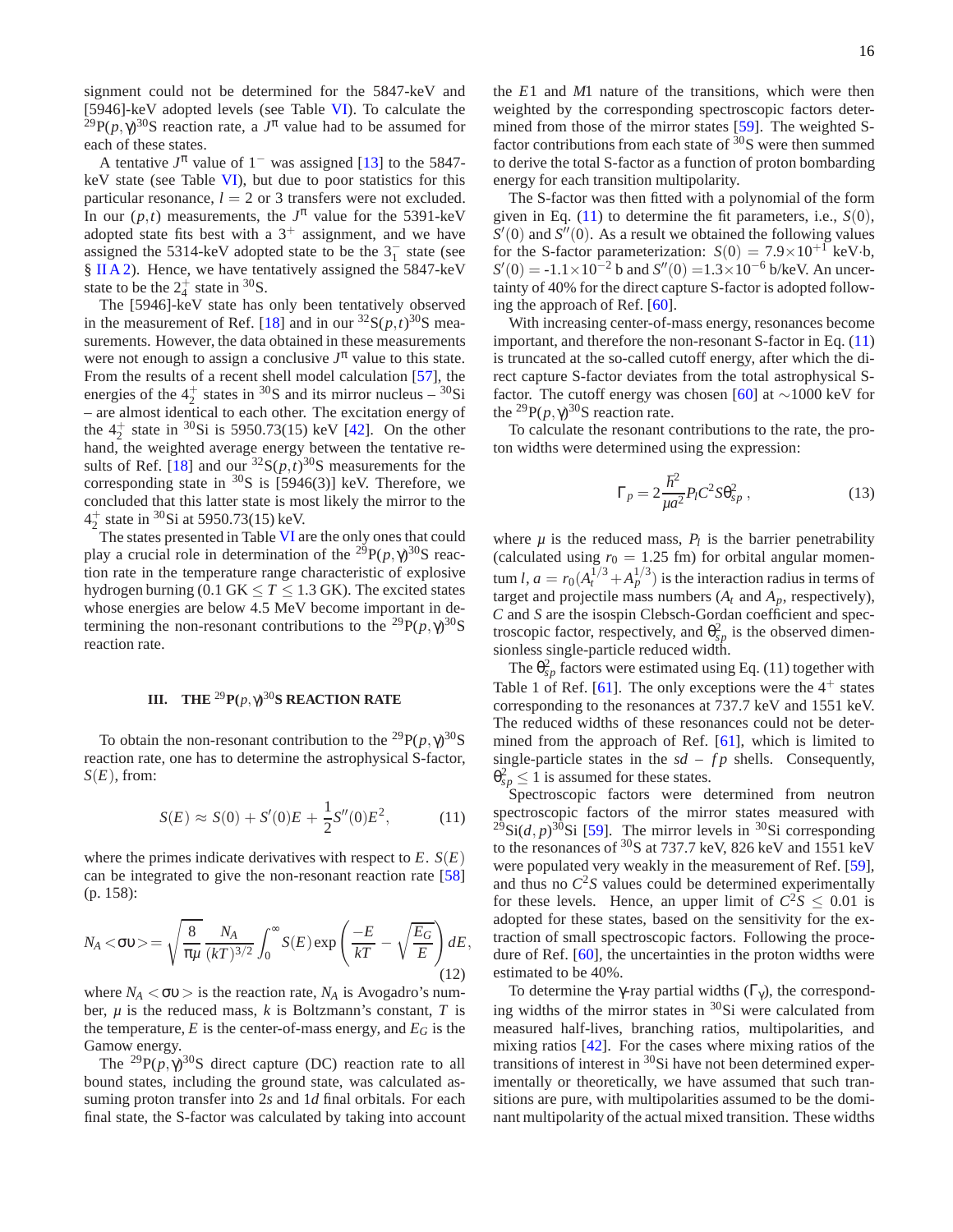signment could not be determined for the 5847-keV and [5946]-keV adopted levels (see Table VI). To calculate the $^{29}$P($p,\gamma$)$^{30}$S reaction rate, a $J^{\pi}$ value had to be assumed for each of these states.

A tentative $J^{\pi}$ value of $1^-$ was assigned [13] to the 5847-keV state (see Table VI), but due to poor statistics for this particular resonance, $l$ = 2 or 3 transfers were not excluded. In our ($p,t$) measurements, the $J^{\pi}$ value for the 5391-keV adopted state fits best with a $3^+$ assignment, and we have assigned the 5314-keV adopted state to be the $3_1^-$ state (see § II A 2). Hence, we have tentatively assigned the 5847-keV state to be the $2_4^+$ state in $^{30}$S.

The [5946]-keV state has only been tentatively observed in the measurement of Ref. [18] and in our $^{32}$S($p,t$)$^{30}$S measurements. However, the data obtained in these measurements were not enough to assign a conclusive $J^{\pi}$ value to this state. From the results of a recent shell model calculation [57], the energies of the $4_2^+$ states in $^{30}$S and its mirror nucleus – $^{30}$Si – are almost identical to each other. The excitation energy of the $4_2^+$ state in $^{30}$Si is 5950.73(15) keV [42]. On the other hand, the weighted average energy between the tentative results of Ref. [18] and our $^{32}$S($p,t$)$^{30}$S measurements for the corresponding state in $^{30}$S is [5946(3)] keV. Therefore, we concluded that this latter state is most likely the mirror to the $4_2^+$ state in $^{30}$Si at 5950.73(15) keV.

The states presented in Table VI are the only ones that could play a crucial role in determination of the $^{29}$P($p,\gamma$)$^{30}$S reaction rate in the temperature range characteristic of explosive hydrogen burning (0.1 GK $\leq T \leq$ 1.3 GK). The excited states whose energies are below 4.5 MeV become important in determining the non-resonant contributions to the $^{29}$P($p,\gamma$)$^{30}$S reaction rate.

## III. THE $^{29}$P($p,\gamma$)$^{30}$S REACTION RATE

To obtain the non-resonant contribution to the $^{29}$P($p,\gamma$)$^{30}$S reaction rate, one has to determine the astrophysical S-factor, $S(E)$, from:

$$S(E) \approx S(0) + S'(0)E + \frac{1}{2}S''(0)E^2, \tag{11}$$

where the primes indicate derivatives with respect to $E$. $S(E)$ can be integrated to give the non-resonant reaction rate [58] (p. 158):

$$N_A < \sigma\upsilon > = \sqrt{\frac{8}{\pi\mu}} \frac{N_A}{(kT)^{3/2}} \int_0^{\infty} S(E) \exp\left(\frac{-E}{kT} - \sqrt{\frac{E_G}{E}}\right) dE, \tag{12}$$

where $N_A < \sigma\upsilon >$ is the reaction rate, $N_A$ is Avogadro's number, $\mu$ is the reduced mass, $k$ is Boltzmann's constant, $T$ is the temperature, $E$ is the center-of-mass energy, and $E_G$ is the Gamow energy.

The $^{29}$P($p,\gamma$)$^{30}$S direct capture (DC) reaction rate to all bound states, including the ground state, was calculated assuming proton transfer into 2$s$ and 1$d$ final orbitals. For each final state, the S-factor was calculated by taking into account the $E1$ and $M1$ nature of the transitions, which were then weighted by the corresponding spectroscopic factors determined from those of the mirror states [59]. The weighted S-factor contributions from each state of $^{30}$S were then summed to derive the total S-factor as a function of proton bombarding energy for each transition multipolarity.

The S-factor was then fitted with a polynomial of the form given in Eq. (11) to determine the fit parameters, i.e., $S(0)$, $S'(0)$ and $S''(0)$. As a result we obtained the following values for the S-factor parameterization: $S(0) = 7.9\times10^{+1}$ keV·b, $S'(0) = -1.1\times10^{-2}$ b and $S''(0) = 1.3\times10^{-6}$ b/keV. An uncertainty of 40% for the direct capture S-factor is adopted following the approach of Ref. [60].

With increasing center-of-mass energy, resonances become important, and therefore the non-resonant S-factor in Eq. (11) is truncated at the so-called cutoff energy, after which the direct capture S-factor deviates from the total astrophysical S-factor. The cutoff energy was chosen [60] at ~1000 keV for the $^{29}$P($p,\gamma$)$^{30}$S reaction rate.

To calculate the resonant contributions to the rate, the proton widths were determined using the expression:

$$\Gamma_p = 2\frac{\hbar^2}{\mu a^2} P_l C^2 S \theta_{sp}^2 , \tag{13}$$

where $\mu$ is the reduced mass, $P_l$ is the barrier penetrability (calculated using $r_0$ = 1.25 fm) for orbital angular momentum $l$, $a = r_0(A_t^{1/3} + A_p^{1/3})$ is the interaction radius in terms of target and projectile mass numbers ($A_t$ and $A_p$, respectively), $C$ and $S$ are the isospin Clebsch-Gordan coefficient and spectroscopic factor, respectively, and $\theta_{sp}^2$ is the observed dimensionless single-particle reduced width.

The $\theta_{sp}^2$ factors were estimated using Eq. (11) together with Table 1 of Ref. [61]. The only exceptions were the $4^+$ states corresponding to the resonances at 737.7 keV and 1551 keV. The reduced widths of these resonances could not be determined from the approach of Ref. [61], which is limited to single-particle states in the $sd$ – $fp$ shells. Consequently, $\theta_{sp}^2 \leq 1$ is assumed for these states.

Spectroscopic factors were determined from neutron spectroscopic factors of the mirror states measured with $^{29}$Si($d,p$)$^{30}$Si [59]. The mirror levels in $^{30}$Si corresponding to the resonances of $^{30}$S at 737.7 keV, 826 keV and 1551 keV were populated very weakly in the measurement of Ref. [59], and thus no $C^2S$ values could be determined experimentally for these levels. Hence, an upper limit of $C^2S \leq 0.01$ is adopted for these states, based on the sensitivity for the extraction of small spectroscopic factors. Following the procedure of Ref. [60], the uncertainties in the proton widths were estimated to be 40%.

To determine the $\gamma$-ray partial widths ($\Gamma_\gamma$), the corresponding widths of the mirror states in $^{30}$Si were calculated from measured half-lives, branching ratios, multipolarities, and mixing ratios [42]. For the cases where mixing ratios of the transitions of interest in $^{30}$Si have not been determined experimentally or theoretically, we have assumed that such transitions are pure, with multipolarities assumed to be the dominant multipolarity of the actual mixed transition. These widths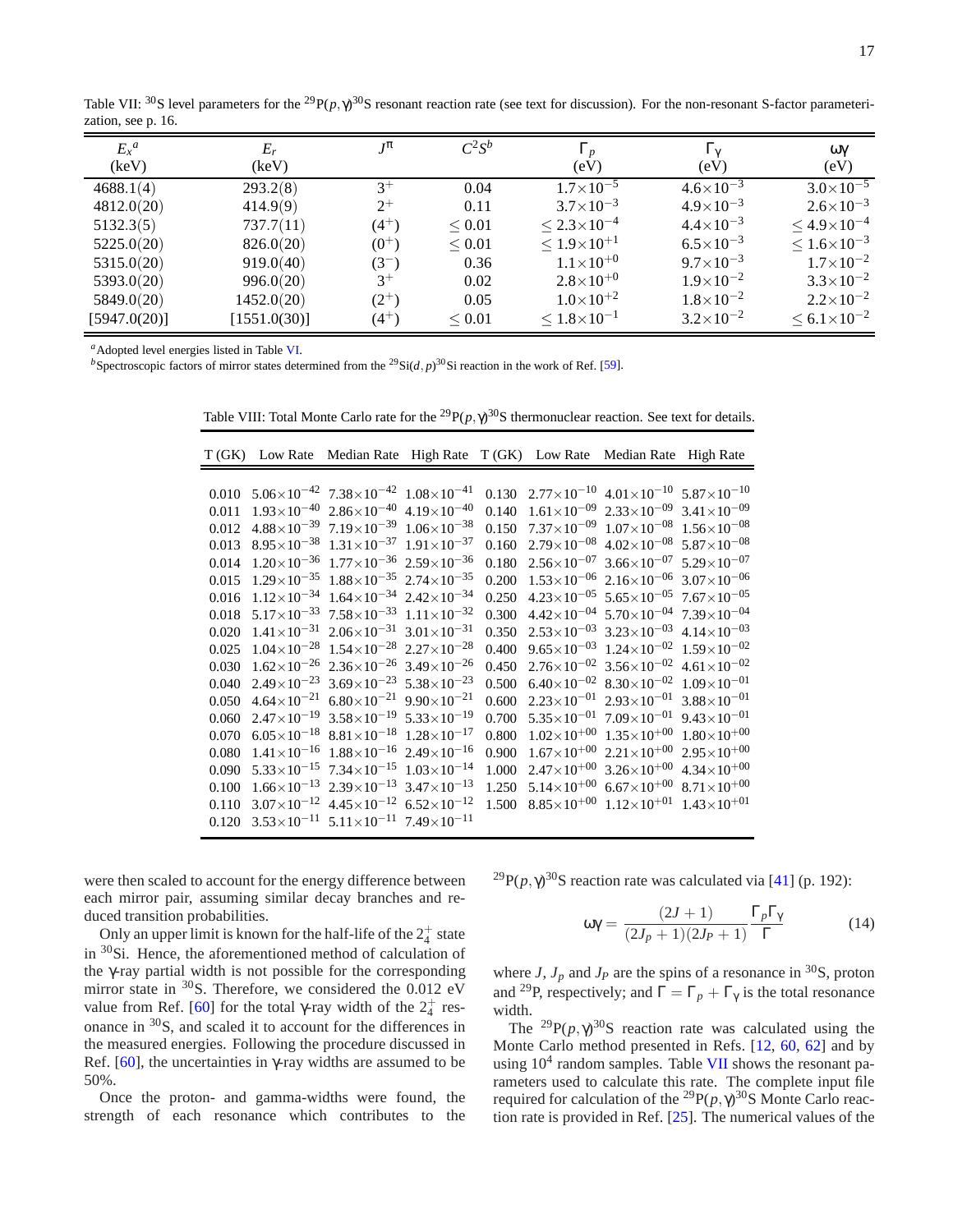Table VII: $^{30}$S level parameters for the $^{29}$P$(p,\gamma)^{30}$S resonant reaction rate (see text for discussion). For the non-resonant S-factor parameterization, see p. 16.

| $E_x$[a] (keV) | $E_r$ (keV) | $J^\pi$ | $C^2S$[b] | $\Gamma_p$ (eV) | $\Gamma_\gamma$ (eV) | $\omega\gamma$ (eV) |
|---|---|---|---|---|---|---|
| 4688.1(4) | 293.2(8) | $3^+$ | 0.04 | $1.7\times10^{-5}$ | $4.6\times10^{-3}$ | $3.0\times10^{-5}$ |
| 4812.0(20) | 414.9(9) | $2^+$ | 0.11 | $3.7\times10^{-3}$ | $4.9\times10^{-3}$ | $2.6\times10^{-3}$ |
| 5132.3(5) | 737.7(11) | $(4^+)$ | $\leq 0.01$ | $\leq 2.3\times10^{-4}$ | $4.4\times10^{-3}$ | $\leq 4.9\times10^{-4}$ |
| 5225.0(20) | 826.0(20) | $(0^+)$ | $\leq 0.01$ | $\leq 1.9\times10^{+1}$ | $6.5\times10^{-3}$ | $\leq 1.6\times10^{-3}$ |
| 5315.0(20) | 919.0(40) | $(3^-)$ | 0.36 | $1.1\times10^{+0}$ | $9.7\times10^{-3}$ | $1.7\times10^{-2}$ |
| 5393.0(20) | 996.0(20) | $3^+$ | 0.02 | $2.8\times10^{+0}$ | $1.9\times10^{-2}$ | $3.3\times10^{-2}$ |
| 5849.0(20) | 1452.0(20) | $(2^+)$ | 0.05 | $1.0\times10^{+2}$ | $1.8\times10^{-2}$ | $2.2\times10^{-2}$ |
| [5947.0(20)] | [1551.0(30)] | $(4^+)$ | $\leq 0.01$ | $\leq 1.8\times10^{-1}$ | $3.2\times10^{-2}$ | $\leq 6.1\times10^{-2}$ |

[a] Adopted level energies listed in Table VI.
[b] Spectroscopic factors of mirror states determined from the $^{29}$Si$(d,p)^{30}$Si reaction in the work of Ref. [59].

Table VIII: Total Monte Carlo rate for the $^{29}$P$(p,\gamma)^{30}$S thermonuclear reaction. See text for details.

| T (GK) | Low Rate | Median Rate | High Rate | T (GK) | Low Rate | Median Rate | High Rate |
|---|---|---|---|---|---|---|---|
| 0.010 | $5.06\times10^{-42}$ | $7.38\times10^{-42}$ | $1.08\times10^{-41}$ | 0.130 | $2.77\times10^{-10}$ | $4.01\times10^{-10}$ | $5.87\times10^{-10}$ |
| 0.011 | $1.93\times10^{-40}$ | $2.86\times10^{-40}$ | $4.19\times10^{-40}$ | 0.140 | $1.61\times10^{-09}$ | $2.33\times10^{-09}$ | $3.41\times10^{-09}$ |
| 0.012 | $4.88\times10^{-39}$ | $7.19\times10^{-39}$ | $1.06\times10^{-38}$ | 0.150 | $7.37\times10^{-09}$ | $1.07\times10^{-08}$ | $1.56\times10^{-08}$ |
| 0.013 | $8.95\times10^{-38}$ | $1.31\times10^{-37}$ | $1.91\times10^{-37}$ | 0.160 | $2.79\times10^{-08}$ | $4.02\times10^{-08}$ | $5.87\times10^{-08}$ |
| 0.014 | $1.20\times10^{-36}$ | $1.77\times10^{-36}$ | $2.59\times10^{-36}$ | 0.180 | $2.56\times10^{-07}$ | $3.66\times10^{-07}$ | $5.29\times10^{-07}$ |
| 0.015 | $1.29\times10^{-35}$ | $1.88\times10^{-35}$ | $2.74\times10^{-35}$ | 0.200 | $1.53\times10^{-06}$ | $2.16\times10^{-06}$ | $3.07\times10^{-06}$ |
| 0.016 | $1.12\times10^{-34}$ | $1.64\times10^{-34}$ | $2.42\times10^{-34}$ | 0.250 | $4.23\times10^{-05}$ | $5.65\times10^{-05}$ | $7.67\times10^{-05}$ |
| 0.018 | $5.17\times10^{-33}$ | $7.58\times10^{-33}$ | $1.11\times10^{-32}$ | 0.300 | $4.42\times10^{-04}$ | $5.70\times10^{-04}$ | $7.39\times10^{-04}$ |
| 0.020 | $1.41\times10^{-31}$ | $2.06\times10^{-31}$ | $3.01\times10^{-31}$ | 0.350 | $2.53\times10^{-03}$ | $3.23\times10^{-03}$ | $4.14\times10^{-03}$ |
| 0.025 | $1.04\times10^{-28}$ | $1.54\times10^{-28}$ | $2.27\times10^{-28}$ | 0.400 | $9.65\times10^{-03}$ | $1.24\times10^{-02}$ | $1.59\times10^{-02}$ |
| 0.030 | $1.62\times10^{-26}$ | $2.36\times10^{-26}$ | $3.49\times10^{-26}$ | 0.450 | $2.76\times10^{-02}$ | $3.56\times10^{-02}$ | $4.61\times10^{-02}$ |
| 0.040 | $2.49\times10^{-23}$ | $3.69\times10^{-23}$ | $5.38\times10^{-23}$ | 0.500 | $6.40\times10^{-02}$ | $8.30\times10^{-02}$ | $1.09\times10^{-01}$ |
| 0.050 | $4.64\times10^{-21}$ | $6.80\times10^{-21}$ | $9.90\times10^{-21}$ | 0.600 | $2.23\times10^{-01}$ | $2.93\times10^{-01}$ | $3.88\times10^{-01}$ |
| 0.060 | $2.47\times10^{-19}$ | $3.58\times10^{-19}$ | $5.33\times10^{-19}$ | 0.700 | $5.35\times10^{-01}$ | $7.09\times10^{-01}$ | $9.43\times10^{-01}$ |
| 0.070 | $6.05\times10^{-18}$ | $8.81\times10^{-18}$ | $1.28\times10^{-17}$ | 0.800 | $1.02\times10^{+00}$ | $1.35\times10^{+00}$ | $1.80\times10^{+00}$ |
| 0.080 | $1.41\times10^{-16}$ | $1.88\times10^{-16}$ | $2.49\times10^{-16}$ | 0.900 | $1.67\times10^{+00}$ | $2.21\times10^{+00}$ | $2.95\times10^{+00}$ |
| 0.090 | $5.33\times10^{-15}$ | $7.34\times10^{-15}$ | $1.03\times10^{-14}$ | 1.000 | $2.47\times10^{+00}$ | $3.26\times10^{+00}$ | $4.34\times10^{+00}$ |
| 0.100 | $1.66\times10^{-13}$ | $2.39\times10^{-13}$ | $3.47\times10^{-13}$ | 1.250 | $5.14\times10^{+00}$ | $6.67\times10^{+00}$ | $8.71\times10^{+00}$ |
| 0.110 | $3.07\times10^{-12}$ | $4.45\times10^{-12}$ | $6.52\times10^{-12}$ | 1.500 | $8.85\times10^{+00}$ | $1.12\times10^{+01}$ | $1.43\times10^{+01}$ |
| 0.120 | $3.53\times10^{-11}$ | $5.11\times10^{-11}$ | $7.49\times10^{-11}$ | | | | |

were then scaled to account for the energy difference between each mirror pair, assuming similar decay branches and reduced transition probabilities.

Only an upper limit is known for the half-life of the $2^+_4$ state in $^{30}$Si. Hence, the aforementioned method of calculation of the $\gamma$-ray partial width is not possible for the corresponding mirror state in $^{30}$S. Therefore, we considered the 0.012 eV value from Ref. [60] for the total $\gamma$-ray width of the $2^+_4$ resonance in $^{30}$S, and scaled it to account for the differences in the measured energies. Following the procedure discussed in Ref. [60], the uncertainties in $\gamma$-ray widths are assumed to be 50%.

Once the proton- and gamma-widths were found, the strength of each resonance which contributes to the $^{29}$P$(p,\gamma)^{30}$S reaction rate was calculated via [41] (p. 192):

$$\omega\gamma = \frac{(2J+1)}{(2J_p+1)(2J_P+1)}\frac{\Gamma_p\Gamma_\gamma}{\Gamma} \tag{14}$$

where $J$, $J_p$ and $J_P$ are the spins of a resonance in $^{30}$S, proton and $^{29}$P, respectively; and $\Gamma = \Gamma_p + \Gamma_\gamma$ is the total resonance width.

The $^{29}$P$(p,\gamma)^{30}$S reaction rate was calculated using the Monte Carlo method presented in Refs. [12, 60, 62] and by using $10^4$ random samples. Table VII shows the resonant parameters used to calculate this rate. The complete input file required for calculation of the $^{29}$P$(p,\gamma)^{30}$S Monte Carlo reaction rate is provided in Ref. [25]. The numerical values of the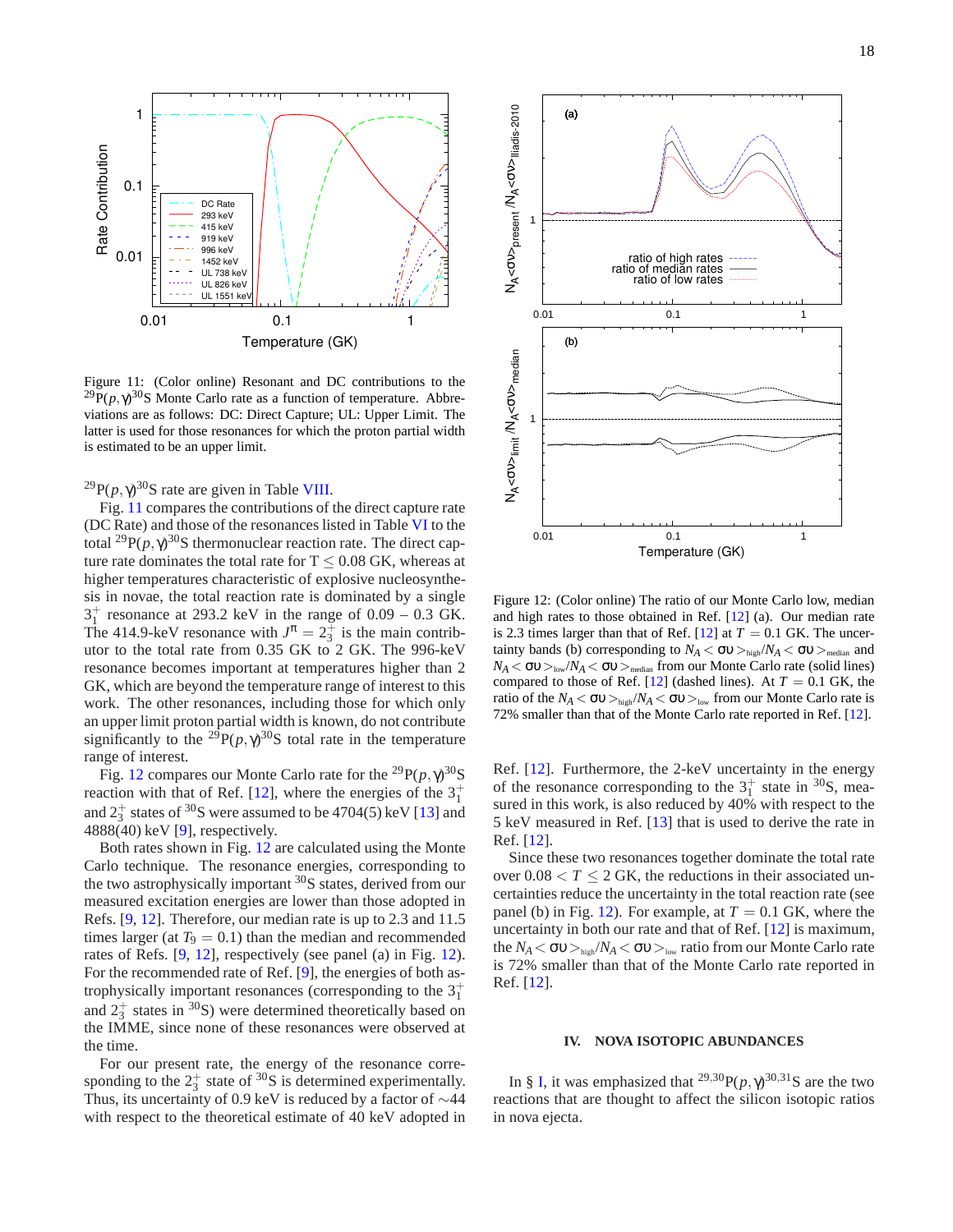Figure 11: (Color online) Resonant and DC contributions to the $^{29}$P$(p,\gamma)^{30}$S Monte Carlo rate as a function of temperature. Abbreviations are as follows: DC: Direct Capture; UL: Upper Limit. The latter is used for those resonances for which the proton partial width is estimated to be an upper limit.

$^{29}$P$(p,\gamma)^{30}$S rate are given in Table VIII.

Fig. 11 compares the contributions of the direct capture rate (DC Rate) and those of the resonances listed in Table VI to the total $^{29}$P$(p,\gamma)^{30}$S thermonuclear reaction rate. The direct capture rate dominates the total rate for T $\leq$ 0.08 GK, whereas at higher temperatures characteristic of explosive nucleosynthesis in novae, the total reaction rate is dominated by a single $3_1^+$ resonance at 293.2 keV in the range of 0.09 – 0.3 GK. The 414.9-keV resonance with $J^\pi = 2_3^+$ is the main contributor to the total rate from 0.35 GK to 2 GK. The 996-keV resonance becomes important at temperatures higher than 2 GK, which are beyond the temperature range of interest to this work. The other resonances, including those for which only an upper limit proton partial width is known, do not contribute significantly to the $^{29}$P$(p,\gamma)^{30}$S total rate in the temperature range of interest.

Fig. 12 compares our Monte Carlo rate for the $^{29}$P$(p,\gamma)^{30}$S reaction with that of Ref. [12], where the energies of the $3_1^+$ and $2_3^+$ states of $^{30}$S were assumed to be 4704(5) keV [13] and 4888(40) keV [9], respectively.

Both rates shown in Fig. 12 are calculated using the Monte Carlo technique. The resonance energies, corresponding to the two astrophysically important $^{30}$S states, derived from our measured excitation energies are lower than those adopted in Refs. [9, 12]. Therefore, our median rate is up to 2.3 and 11.5 times larger (at $T_9 = 0.1$) than the median and recommended rates of Refs. [9, 12], respectively (see panel (a) in Fig. 12). For the recommended rate of Ref. [9], the energies of both astrophysically important resonances (corresponding to the $3_1^+$ and $2_3^+$ states in $^{30}$S) were determined theoretically based on the IMME, since none of these resonances were observed at the time.

For our present rate, the energy of the resonance corresponding to the $2_3^+$ state of $^{30}$S is determined experimentally. Thus, its uncertainty of 0.9 keV is reduced by a factor of $\sim$44 with respect to the theoretical estimate of 40 keV adopted in Ref. [12]. Furthermore, the 2-keV uncertainty in the energy of the resonance corresponding to the $3_1^+$ state in $^{30}$S, measured in this work, is also reduced by 40% with respect to the 5 keV measured in Ref. [13] that is used to derive the rate in Ref. [12].

Since these two resonances together dominate the total rate over $0.08 < T \leq 2$ GK, the reductions in their associated uncertainties reduce the uncertainty in the total reaction rate (see panel (b) in Fig. 12). For example, at $T = 0.1$ GK, where the uncertainty in both our rate and that of Ref. [12] is maximum, the $N_A<\sigma\upsilon>_{\text{high}}/N_A<\sigma\upsilon>_{\text{low}}$ ratio from our Monte Carlo rate is 72% smaller than that of the Monte Carlo rate reported in Ref. [12].

Figure 12: (Color online) The ratio of our Monte Carlo low, median and high rates to those obtained in Ref. [12] (a). Our median rate is 2.3 times larger than that of Ref. [12] at $T = 0.1$ GK. The uncertainty bands (b) corresponding to $N_A<\sigma\upsilon>_{\text{high}}/N_A<\sigma\upsilon>_{\text{median}}$ and $N_A<\sigma\upsilon>_{\text{low}}/N_A<\sigma\upsilon>_{\text{median}}$ from our Monte Carlo rate (solid lines) compared to those of Ref. [12] (dashed lines). At $T = 0.1$ GK, the ratio of the $N_A<\sigma\upsilon>_{\text{high}}/N_A<\sigma\upsilon>_{\text{low}}$ from our Monte Carlo rate is 72% smaller than that of the Monte Carlo rate reported in Ref. [12].

## IV. NOVA ISOTOPIC ABUNDANCES

In § I, it was emphasized that $^{29,30}$P$(p,\gamma)^{30,31}$S are the two reactions that are thought to affect the silicon isotopic ratios in nova ejecta.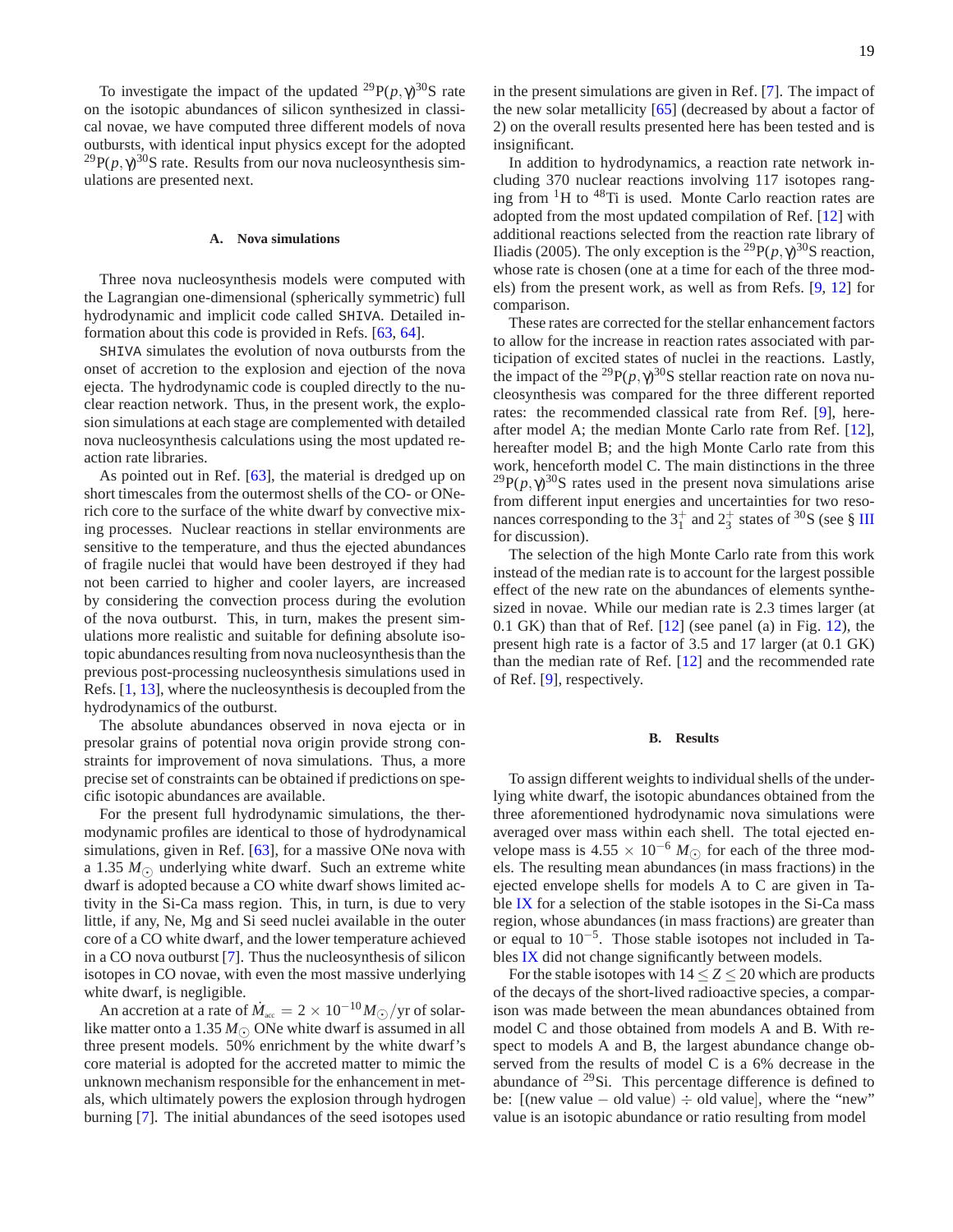To investigate the impact of the updated $^{29}$P$(p,\gamma)^{30}$S rate on the isotopic abundances of silicon synthesized in classical novae, we have computed three different models of nova outbursts, with identical input physics except for the adopted $^{29}$P$(p,\gamma)^{30}$S rate. Results from our nova nucleosynthesis simulations are presented next.

### A. Nova simulations

Three nova nucleosynthesis models were computed with the Lagrangian one-dimensional (spherically symmetric) full hydrodynamic and implicit code called SHIVA. Detailed information about this code is provided in Refs. [63, 64].

SHIVA simulates the evolution of nova outbursts from the onset of accretion to the explosion and ejection of the nova ejecta. The hydrodynamic code is coupled directly to the nuclear reaction network. Thus, in the present work, the explosion simulations at each stage are complemented with detailed nova nucleosynthesis calculations using the most updated reaction rate libraries.

As pointed out in Ref. [63], the material is dredged up on short timescales from the outermost shells of the CO- or ONe-rich core to the surface of the white dwarf by convective mixing processes. Nuclear reactions in stellar environments are sensitive to the temperature, and thus the ejected abundances of fragile nuclei that would have been destroyed if they had not been carried to higher and cooler layers, are increased by considering the convection process during the evolution of the nova outburst. This, in turn, makes the present simulations more realistic and suitable for defining absolute isotopic abundances resulting from nova nucleosynthesis than the previous post-processing nucleosynthesis simulations used in Refs. [1, 13], where the nucleosynthesis is decoupled from the hydrodynamics of the outburst.

The absolute abundances observed in nova ejecta or in presolar grains of potential nova origin provide strong constraints for improvement of nova simulations. Thus, a more precise set of constraints can be obtained if predictions on specific isotopic abundances are available.

For the present full hydrodynamic simulations, the thermodynamic profiles are identical to those of hydrodynamical simulations, given in Ref. [63], for a massive ONe nova with a 1.35 $M_{\odot}$ underlying white dwarf. Such an extreme white dwarf is adopted because a CO white dwarf shows limited activity in the Si-Ca mass region. This, in turn, is due to very little, if any, Ne, Mg and Si seed nuclei available in the outer core of a CO white dwarf, and the lower temperature achieved in a CO nova outburst [7]. Thus the nucleosynthesis of silicon isotopes in CO novae, with even the most massive underlying white dwarf, is negligible.

An accretion at a rate of $\dot{M}_{\rm acc} = 2 \times 10^{-10} M_{\odot}$/yr of solar-like matter onto a 1.35 $M_{\odot}$ ONe white dwarf is assumed in all three present models. 50% enrichment by the white dwarf's core material is adopted for the accreted matter to mimic the unknown mechanism responsible for the enhancement in metals, which ultimately powers the explosion through hydrogen burning [7]. The initial abundances of the seed isotopes used in the present simulations are given in Ref. [7]. The impact of the new solar metallicity [65] (decreased by about a factor of 2) on the overall results presented here has been tested and is insignificant.

In addition to hydrodynamics, a reaction rate network including 370 nuclear reactions involving 117 isotopes ranging from $^{1}$H to $^{48}$Ti is used. Monte Carlo reaction rates are adopted from the most updated compilation of Ref. [12] with additional reactions selected from the reaction rate library of Iliadis (2005). The only exception is the $^{29}$P$(p,\gamma)^{30}$S reaction, whose rate is chosen (one at a time for each of the three models) from the present work, as well as from Refs. [9, 12] for comparison.

These rates are corrected for the stellar enhancement factors to allow for the increase in reaction rates associated with participation of excited states of nuclei in the reactions. Lastly, the impact of the $^{29}$P$(p,\gamma)^{30}$S stellar reaction rate on nova nucleosynthesis was compared for the three different reported rates: the recommended classical rate from Ref. [9], hereafter model A; the median Monte Carlo rate from Ref. [12], hereafter model B; and the high Monte Carlo rate from this work, henceforth model C. The main distinctions in the three $^{29}$P$(p,\gamma)^{30}$S rates used in the present nova simulations arise from different input energies and uncertainties for two resonances corresponding to the $3^{+}_{1}$ and $2^{+}_{3}$ states of $^{30}$S (see § III for discussion).

The selection of the high Monte Carlo rate from this work instead of the median rate is to account for the largest possible effect of the new rate on the abundances of elements synthesized in novae. While our median rate is 2.3 times larger (at 0.1 GK) than that of Ref. [12] (see panel (a) in Fig. 12), the present high rate is a factor of 3.5 and 17 larger (at 0.1 GK) than the median rate of Ref. [12] and the recommended rate of Ref. [9], respectively.

### B. Results

To assign different weights to individual shells of the underlying white dwarf, the isotopic abundances obtained from the three aforementioned hydrodynamic nova simulations were averaged over mass within each shell. The total ejected envelope mass is $4.55 \times 10^{-6}$ $M_{\odot}$ for each of the three models. The resulting mean abundances (in mass fractions) in the ejected envelope shells for models A to C are given in Table IX for a selection of the stable isotopes in the Si-Ca mass region, whose abundances (in mass fractions) are greater than or equal to $10^{-5}$. Those stable isotopes not included in Tables IX did not change significantly between models.

For the stable isotopes with $14 \leq Z \leq 20$ which are products of the decays of the short-lived radioactive species, a comparison was made between the mean abundances obtained from model C and those obtained from models A and B. With respect to models A and B, the largest abundance change observed from the results of model C is a 6% decrease in the abundance of $^{29}$Si. This percentage difference is defined to be: [(new value $-$ old value) $\div$ old value], where the "new" value is an isotopic abundance or ratio resulting from model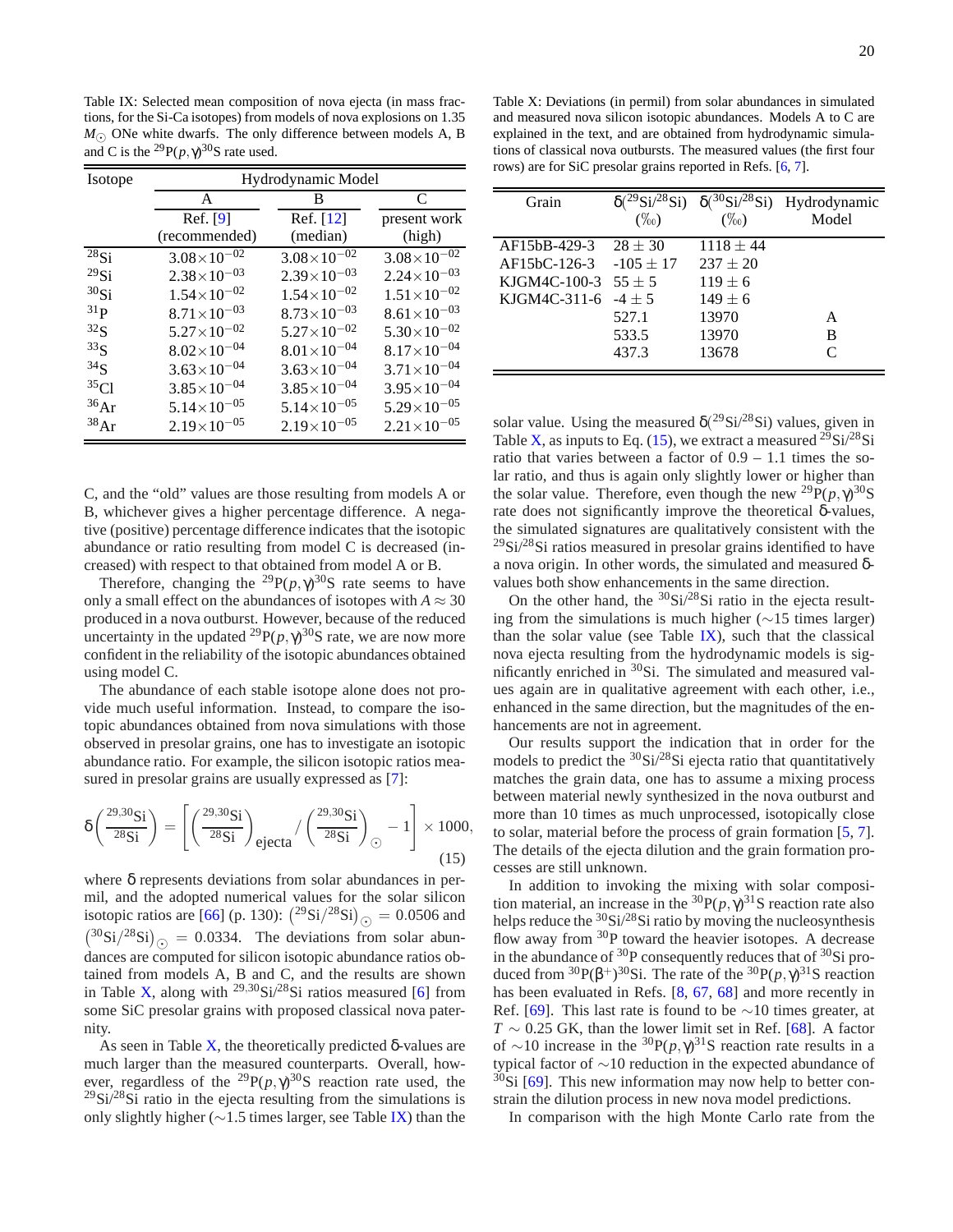Table IX: Selected mean composition of nova ejecta (in mass fractions, for the Si-Ca isotopes) from models of nova explosions on 1.35 $M_\odot$ ONe white dwarfs. The only difference between models A, B and C is the $^{29}$P$(p,\gamma)^{30}$S rate used.

| Isotope | Hydrodynamic Model | | |
|---|---|---|---|
| | A | B | C |
| | Ref. [9] (recommended) | Ref. [12] (median) | present work (high) |
| $^{28}$Si | $3.08\times10^{-02}$ | $3.08\times10^{-02}$ | $3.08\times10^{-02}$ |
| $^{29}$Si | $2.38\times10^{-03}$ | $2.39\times10^{-03}$ | $2.24\times10^{-03}$ |
| $^{30}$Si | $1.54\times10^{-02}$ | $1.54\times10^{-02}$ | $1.51\times10^{-02}$ |
| $^{31}$P | $8.71\times10^{-03}$ | $8.73\times10^{-03}$ | $8.61\times10^{-03}$ |
| $^{32}$S | $5.27\times10^{-02}$ | $5.27\times10^{-02}$ | $5.30\times10^{-02}$ |
| $^{33}$S | $8.02\times10^{-04}$ | $8.01\times10^{-04}$ | $8.17\times10^{-04}$ |
| $^{34}$S | $3.63\times10^{-04}$ | $3.63\times10^{-04}$ | $3.71\times10^{-04}$ |
| $^{35}$Cl | $3.85\times10^{-04}$ | $3.85\times10^{-04}$ | $3.95\times10^{-04}$ |
| $^{36}$Ar | $5.14\times10^{-05}$ | $5.14\times10^{-05}$ | $5.29\times10^{-05}$ |
| $^{38}$Ar | $2.19\times10^{-05}$ | $2.19\times10^{-05}$ | $2.21\times10^{-05}$ |

C, and the "old" values are those resulting from models A or B, whichever gives a higher percentage difference. A negative (positive) percentage difference indicates that the isotopic abundance or ratio resulting from model C is decreased (increased) with respect to that obtained from model A or B.

Therefore, changing the $^{29}$P$(p,\gamma)^{30}$S rate seems to have only a small effect on the abundances of isotopes with $A \approx 30$ produced in a nova outburst. However, because of the reduced uncertainty in the updated $^{29}$P$(p,\gamma)^{30}$S rate, we are now more confident in the reliability of the isotopic abundances obtained using model C.

The abundance of each stable isotope alone does not provide much useful information. Instead, to compare the isotopic abundances obtained from nova simulations with those observed in presolar grains, one has to investigate an isotopic abundance ratio. For example, the silicon isotopic ratios measured in presolar grains are usually expressed as [7]:

$$\delta\left(\frac{^{29,30}\mathrm{Si}}{^{28}\mathrm{Si}}\right) = \left[\left(\frac{^{29,30}\mathrm{Si}}{^{28}\mathrm{Si}}\right)_{\mathrm{ejecta}} \Big/ \left(\frac{^{29,30}\mathrm{Si}}{^{28}\mathrm{Si}}\right)_{\odot} - 1\right] \times 1000, \tag{15}$$

where $\delta$ represents deviations from solar abundances in permil, and the adopted numerical values for the solar silicon isotopic ratios are [66] (p. 130): $\left(^{29}\mathrm{Si}/^{28}\mathrm{Si}\right)_\odot = 0.0506$ and $\left(^{30}\mathrm{Si}/^{28}\mathrm{Si}\right)_\odot = 0.0334$. The deviations from solar abundances are computed for silicon isotopic abundance ratios obtained from models A, B and C, and the results are shown in Table X, along with $^{29,30}$Si/$^{28}$Si ratios measured [6] from some SiC presolar grains with proposed classical nova paternity.

As seen in Table X, the theoretically predicted $\delta$-values are much larger than the measured counterparts. Overall, however, regardless of the $^{29}$P$(p,\gamma)^{30}$S reaction rate used, the $^{29}$Si/$^{28}$Si ratio in the ejecta resulting from the simulations is only slightly higher ($\sim$1.5 times larger, see Table IX) than the solar value. Using the measured $\delta(^{29}$Si/$^{28}$Si) values, given in Table X, as inputs to Eq. (15), we extract a measured $^{29}$Si/$^{28}$Si ratio that varies between a factor of 0.9 – 1.1 times the solar ratio, and thus is again only slightly lower or higher than the solar value. Therefore, even though the new $^{29}$P$(p,\gamma)^{30}$S rate does not significantly improve the theoretical $\delta$-values, the simulated signatures are qualitatively consistent with the $^{29}$Si/$^{28}$Si ratios measured in presolar grains identified to have a nova origin. In other words, the simulated and measured $\delta$-values both show enhancements in the same direction.

Table X: Deviations (in permil) from solar abundances in simulated and measured nova silicon isotopic abundances. Models A to C are explained in the text, and are obtained from hydrodynamic simulations of classical nova outbursts. The measured values (the first four rows) are for SiC presolar grains reported in Refs. [6, 7].

| Grain | $\delta(^{29}$Si/$^{28}$Si) (‰) | $\delta(^{30}$Si/$^{28}$Si) (‰) | Hydrodynamic Model |
|---|---|---|---|
| AF15bB-429-3 | $28 \pm 30$ | $1118 \pm 44$ | |
| AF15bC-126-3 | $-105 \pm 17$ | $237 \pm 20$ | |
| KJGM4C-100-3 | $55 \pm 5$ | $119 \pm 6$ | |
| KJGM4C-311-6 | $-4 \pm 5$ | $149 \pm 6$ | |
| | 527.1 | 13970 | A |
| | 533.5 | 13970 | B |
| | 437.3 | 13678 | C |

On the other hand, the $^{30}$Si/$^{28}$Si ratio in the ejecta resulting from the simulations is much higher ($\sim$15 times larger) than the solar value (see Table IX), such that the classical nova ejecta resulting from the hydrodynamic models is significantly enriched in $^{30}$Si. The simulated and measured values again are in qualitative agreement with each other, i.e., enhanced in the same direction, but the magnitudes of the enhancements are not in agreement.

Our results support the indication that in order for the models to predict the $^{30}$Si/$^{28}$Si ejecta ratio that quantitatively matches the grain data, one has to assume a mixing process between material newly synthesized in the nova outburst and more than 10 times as much unprocessed, isotopically close to solar, material before the process of grain formation [5, 7]. The details of the ejecta dilution and the grain formation processes are still unknown.

In addition to invoking the mixing with solar composition material, an increase in the $^{30}$P$(p,\gamma)^{31}$S reaction rate also helps reduce the $^{30}$Si/$^{28}$Si ratio by moving the nucleosynthesis flow away from $^{30}$P toward the heavier isotopes. A decrease in the abundance of $^{30}$P consequently reduces that of $^{30}$Si produced from $^{30}$P$(\beta^+)^{30}$Si. The rate of the $^{30}$P$(p,\gamma)^{31}$S reaction has been evaluated in Refs. [8, 67, 68] and more recently in Ref. [69]. This last rate is found to be $\sim$10 times greater, at $T \sim 0.25$ GK, than the lower limit set in Ref. [68]. A factor of $\sim$10 increase in the $^{30}$P$(p,\gamma)^{31}$S reaction rate results in a typical factor of $\sim$10 reduction in the expected abundance of $^{30}$Si [69]. This new information may now help to better constrain the dilution process in new nova model predictions.

In comparison with the high Monte Carlo rate from the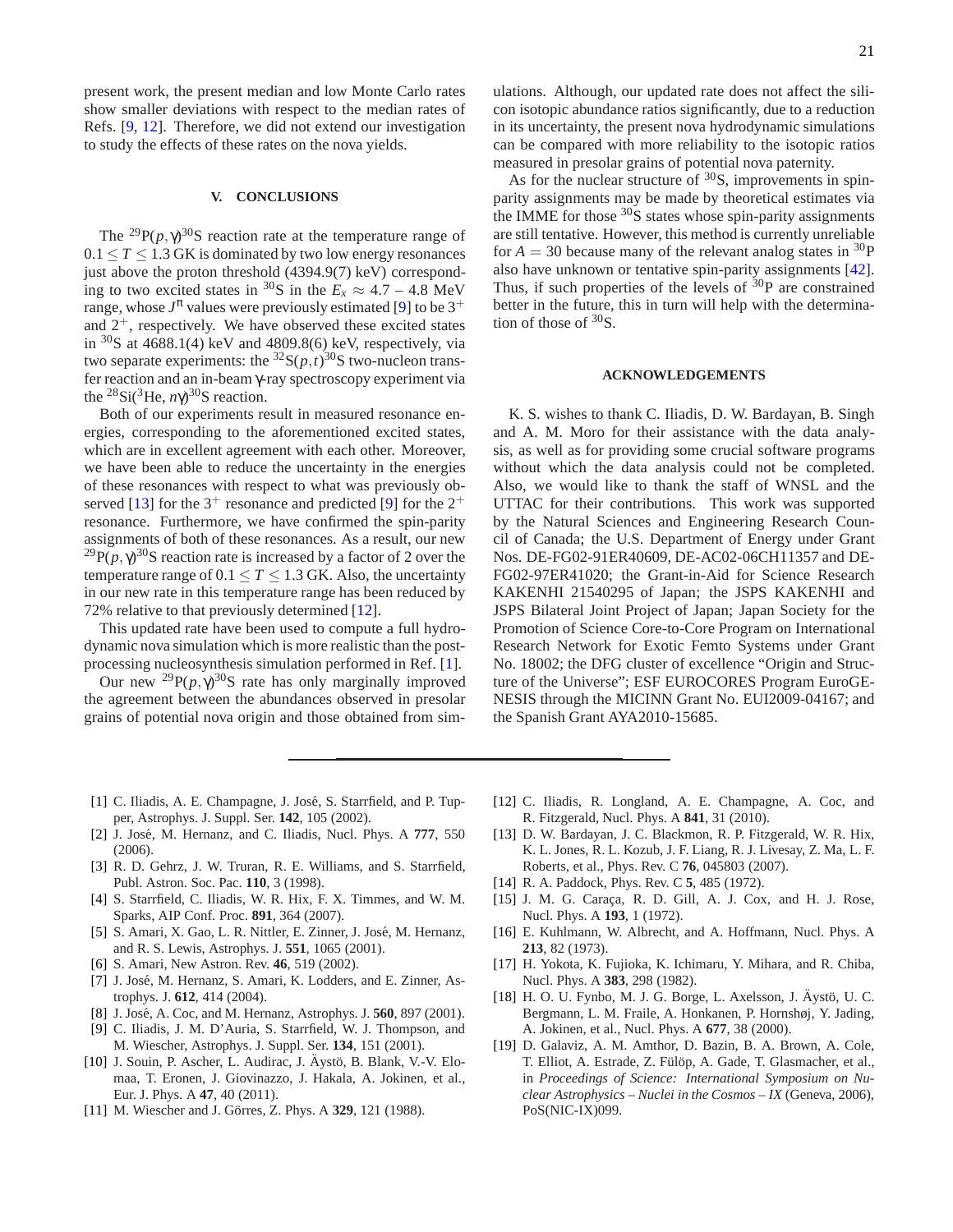present work, the present median and low Monte Carlo rates show smaller deviations with respect to the median rates of Refs. [9, 12]. Therefore, we did not extend our investigation to study the effects of these rates on the nova yields.

## V. CONCLUSIONS

The $^{29}$P$(p,\gamma)^{30}$S reaction rate at the temperature range of $0.1 \leq T \leq 1.3$ GK is dominated by two low energy resonances just above the proton threshold (4394.9(7) keV) corresponding to two excited states in $^{30}$S in the $E_x \approx 4.7$ – 4.8 MeV range, whose $J^\pi$ values were previously estimated [9] to be $3^+$ and $2^+$, respectively. We have observed these excited states in $^{30}$S at 4688.1(4) keV and 4809.8(6) keV, respectively, via two separate experiments: the $^{32}$S$(p,t)^{30}$S two-nucleon transfer reaction and an in-beam $\gamma$-ray spectroscopy experiment via the $^{28}$Si$(^3$He$, n\gamma)^{30}$S reaction.

Both of our experiments result in measured resonance energies, corresponding to the aforementioned excited states, which are in excellent agreement with each other. Moreover, we have been able to reduce the uncertainty in the energies of these resonances with respect to what was previously observed [13] for the $3^+$ resonance and predicted [9] for the $2^+$ resonance. Furthermore, we have confirmed the spin-parity assignments of both of these resonances. As a result, our new $^{29}$P$(p,\gamma)^{30}$S reaction rate is increased by a factor of 2 over the temperature range of $0.1 \leq T \leq 1.3$ GK. Also, the uncertainty in our new rate in this temperature range has been reduced by 72% relative to that previously determined [12].

This updated rate have been used to compute a full hydrodynamic nova simulation which is more realistic than the post-processing nucleosynthesis simulation performed in Ref. [1].

Our new $^{29}$P$(p,\gamma)^{30}$S rate has only marginally improved the agreement between the abundances observed in presolar grains of potential nova origin and those obtained from simulations. Although, our updated rate does not affect the silicon isotopic abundance ratios significantly, due to a reduction in its uncertainty, the present nova hydrodynamic simulations can be compared with more reliability to the isotopic ratios measured in presolar grains of potential nova paternity.

As for the nuclear structure of $^{30}$S, improvements in spin-parity assignments may be made by theoretical estimates via the IMME for those $^{30}$S states whose spin-parity assignments are still tentative. However, this method is currently unreliable for $A = 30$ because many of the relevant analog states in $^{30}$P also have unknown or tentative spin-parity assignments [42]. Thus, if such properties of the levels of $^{30}$P are constrained better in the future, this in turn will help with the determination of those of $^{30}$S.

## ACKNOWLEDGEMENTS

K. S. wishes to thank C. Iliadis, D. W. Bardayan, B. Singh and A. M. Moro for their assistance with the data analysis, as well as for providing some crucial software programs without which the data analysis could not be completed. Also, we would like to thank the staff of WNSL and the UTTAC for their contributions. This work was supported by the Natural Sciences and Engineering Research Council of Canada; the U.S. Department of Energy under Grant Nos. DE-FG02-91ER40609, DE-AC02-06CH11357 and DE-FG02-97ER41020; the Grant-in-Aid for Science Research KAKENHI 21540295 of Japan; the JSPS KAKENHI and JSPS Bilateral Joint Project of Japan; Japan Society for the Promotion of Science Core-to-Core Program on International Research Network for Exotic Femto Systems under Grant No. 18002; the DFG cluster of excellence "Origin and Structure of the Universe"; ESF EUROCORES Program EuroGENESIS through the MICINN Grant No. EUI2009-04167; and the Spanish Grant AYA2010-15685.

---

[1] C. Iliadis, A. E. Champagne, J. José, S. Starrfield, and P. Tupper, Astrophys. J. Suppl. Ser. **142**, 105 (2002).

[2] J. José, M. Hernanz, and C. Iliadis, Nucl. Phys. A **777**, 550 (2006).

[3] R. D. Gehrz, J. W. Truran, R. E. Williams, and S. Starrfield, Publ. Astron. Soc. Pac. **110**, 3 (1998).

[4] S. Starrfield, C. Iliadis, W. R. Hix, F. X. Timmes, and W. M. Sparks, AIP Conf. Proc. **891**, 364 (2007).

[5] S. Amari, X. Gao, L. R. Nittler, E. Zinner, J. José, M. Hernanz, and R. S. Lewis, Astrophys. J. **551**, 1065 (2001).

[6] S. Amari, New Astron. Rev. **46**, 519 (2002).

[7] J. José, M. Hernanz, S. Amari, K. Lodders, and E. Zinner, Astrophys. J. **612**, 414 (2004).

[8] J. José, A. Coc, and M. Hernanz, Astrophys. J. **560**, 897 (2001).

[9] C. Iliadis, J. M. D'Auria, S. Starrfield, W. J. Thompson, and M. Wiescher, Astrophys. J. Suppl. Ser. **134**, 151 (2001).

[10] J. Souin, P. Ascher, L. Audirac, J. Äystö, B. Blank, V.-V. Elomaa, T. Eronen, J. Giovinazzo, J. Hakala, A. Jokinen, et al., Eur. J. Phys. A **47**, 40 (2011).

[11] M. Wiescher and J. Görres, Z. Phys. A **329**, 121 (1988).

[12] C. Iliadis, R. Longland, A. E. Champagne, A. Coc, and R. Fitzgerald, Nucl. Phys. A **841**, 31 (2010).

[13] D. W. Bardayan, J. C. Blackmon, R. P. Fitzgerald, W. R. Hix, K. L. Jones, R. L. Kozub, J. F. Liang, R. J. Livesay, Z. Ma, L. F. Roberts, et al., Phys. Rev. C **76**, 045803 (2007).

[14] R. A. Paddock, Phys. Rev. C **5**, 485 (1972).

[15] J. M. G. Caraça, R. D. Gill, A. J. Cox, and H. J. Rose, Nucl. Phys. A **193**, 1 (1972).

[16] E. Kuhlmann, W. Albrecht, and A. Hoffmann, Nucl. Phys. A **213**, 82 (1973).

[17] H. Yokota, K. Fujioka, K. Ichimaru, Y. Mihara, and R. Chiba, Nucl. Phys. A **383**, 298 (1982).

[18] H. O. U. Fynbo, M. J. G. Borge, L. Axelsson, J. Äystö, U. C. Bergmann, L. M. Fraile, A. Honkanen, P. Hornshøj, Y. Jading, A. Jokinen, et al., Nucl. Phys. A **677**, 38 (2000).

[19] D. Galaviz, A. M. Amthor, D. Bazin, B. A. Brown, A. Cole, T. Elliot, A. Estrade, Z. Fülöp, A. Gade, T. Glasmacher, et al., in *Proceedings of Science: International Symposium on Nuclear Astrophysics – Nuclei in the Cosmos – IX* (Geneva, 2006), PoS(NIC-IX)099.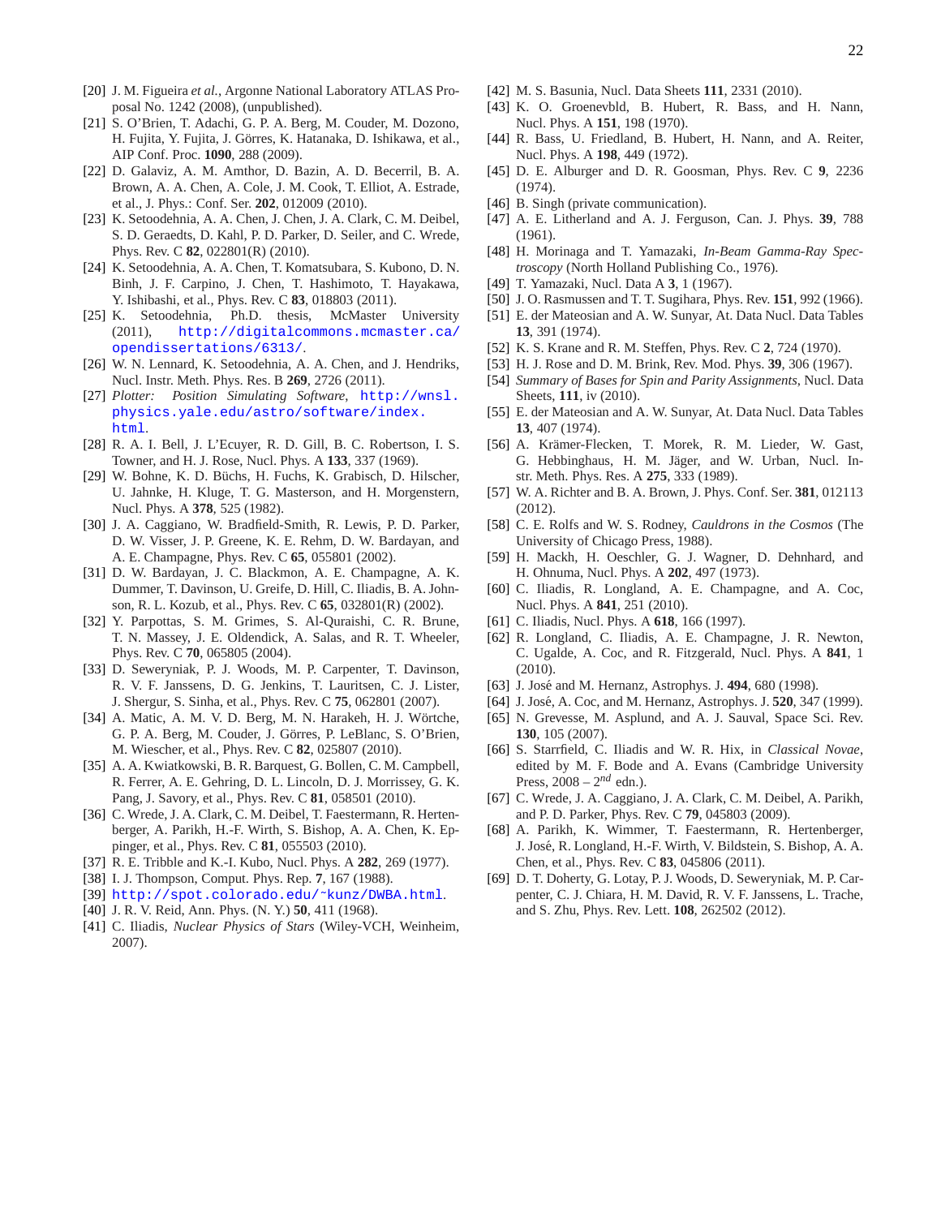[20] J. M. Figueira *et al.*, Argonne National Laboratory ATLAS Proposal No. 1242 (2008), (unpublished).

[21] S. O'Brien, T. Adachi, G. P. A. Berg, M. Couder, M. Dozono, H. Fujita, Y. Fujita, J. Görres, K. Hatanaka, D. Ishikawa, et al., AIP Conf. Proc. **1090**, 288 (2009).

[22] D. Galaviz, A. M. Amthor, D. Bazin, A. D. Becerril, B. A. Brown, A. A. Chen, A. Cole, J. M. Cook, T. Elliot, A. Estrade, et al., J. Phys.: Conf. Ser. **202**, 012009 (2010).

[23] K. Setoodehnia, A. A. Chen, J. Chen, J. A. Clark, C. M. Deibel, S. D. Geraedts, D. Kahl, P. D. Parker, D. Seiler, and C. Wrede, Phys. Rev. C **82**, 022801(R) (2010).

[24] K. Setoodehnia, A. A. Chen, T. Komatsubara, S. Kubono, D. N. Binh, J. F. Carpino, J. Chen, T. Hashimoto, T. Hayakawa, Y. Ishibashi, et al., Phys. Rev. C **83**, 018803 (2011).

[25] K. Setoodehnia, Ph.D. thesis, McMaster University (2011), http://digitalcommons.mcmaster.ca/opendissertations/6313/.

[26] W. N. Lennard, K. Setoodehnia, A. A. Chen, and J. Hendriks, Nucl. Instr. Meth. Phys. Res. B **269**, 2726 (2011).

[27] *Plotter: Position Simulating Software*, http://wnsl.physics.yale.edu/astro/software/index.html.

[28] R. A. I. Bell, J. L'Ecuyer, R. D. Gill, B. C. Robertson, I. S. Towner, and H. J. Rose, Nucl. Phys. A **133**, 337 (1969).

[29] W. Bohne, K. D. Büchs, H. Fuchs, K. Grabisch, D. Hilscher, U. Jahnke, H. Kluge, T. G. Masterson, and H. Morgenstern, Nucl. Phys. A **378**, 525 (1982).

[30] J. A. Caggiano, W. Bradfield-Smith, R. Lewis, P. D. Parker, D. W. Visser, J. P. Greene, K. E. Rehm, D. W. Bardayan, and A. E. Champagne, Phys. Rev. C **65**, 055801 (2002).

[31] D. W. Bardayan, J. C. Blackmon, A. E. Champagne, A. K. Dummer, T. Davinson, U. Greife, D. Hill, C. Iliadis, B. A. Johnson, R. L. Kozub, et al., Phys. Rev. C **65**, 032801(R) (2002).

[32] Y. Parpottas, S. M. Grimes, S. Al-Quraishi, C. R. Brune, T. N. Massey, J. E. Oldendick, A. Salas, and R. T. Wheeler, Phys. Rev. C **70**, 065805 (2004).

[33] D. Seweryniak, P. J. Woods, M. P. Carpenter, T. Davinson, R. V. F. Janssens, D. G. Jenkins, T. Lauritsen, C. J. Lister, J. Shergur, S. Sinha, et al., Phys. Rev. C **75**, 062801 (2007).

[34] A. Matic, A. M. V. D. Berg, M. N. Harakeh, H. J. Wörtche, G. P. A. Berg, M. Couder, J. Görres, P. LeBlanc, S. O'Brien, M. Wiescher, et al., Phys. Rev. C **82**, 025807 (2010).

[35] A. A. Kwiatkowski, B. R. Barquest, G. Bollen, C. M. Campbell, R. Ferrer, A. E. Gehring, D. L. Lincoln, D. J. Morrissey, G. K. Pang, J. Savory, et al., Phys. Rev. C **81**, 058501 (2010).

[36] C. Wrede, J. A. Clark, C. M. Deibel, T. Faestermann, R. Hertenberger, A. Parikh, H.-F. Wirth, S. Bishop, A. A. Chen, K. Eppinger, et al., Phys. Rev. C **81**, 055503 (2010).

[37] R. E. Tribble and K.-I. Kubo, Nucl. Phys. A **282**, 269 (1977).

[38] I. J. Thompson, Comput. Phys. Rep. **7**, 167 (1988).

[39] http://spot.colorado.edu/~kunz/DWBA.html.

[40] J. R. V. Reid, Ann. Phys. (N. Y.) **50**, 411 (1968).

[41] C. Iliadis, *Nuclear Physics of Stars* (Wiley-VCH, Weinheim, 2007).

[42] M. S. Basunia, Nucl. Data Sheets **111**, 2331 (2010).

[43] K. O. Groenevbld, B. Hubert, R. Bass, and H. Nann, Nucl. Phys. A **151**, 198 (1970).

[44] R. Bass, U. Friedland, B. Hubert, H. Nann, and A. Reiter, Nucl. Phys. A **198**, 449 (1972).

[45] D. E. Alburger and D. R. Goosman, Phys. Rev. C **9**, 2236 (1974).

[46] B. Singh (private communication).

[47] A. E. Litherland and A. J. Ferguson, Can. J. Phys. **39**, 788 (1961).

[48] H. Morinaga and T. Yamazaki, *In-Beam Gamma-Ray Spectroscopy* (North Holland Publishing Co., 1976).

[49] T. Yamazaki, Nucl. Data A **3**, 1 (1967).

[50] J. O. Rasmussen and T. T. Sugihara, Phys. Rev. **151**, 992 (1966).

[51] E. der Mateosian and A. W. Sunyar, At. Data Nucl. Data Tables **13**, 391 (1974).

[52] K. S. Krane and R. M. Steffen, Phys. Rev. C **2**, 724 (1970).

[53] H. J. Rose and D. M. Brink, Rev. Mod. Phys. **39**, 306 (1967).

[54] *Summary of Bases for Spin and Parity Assignments*, Nucl. Data Sheets, **111**, iv (2010).

[55] E. der Mateosian and A. W. Sunyar, At. Data Nucl. Data Tables **13**, 407 (1974).

[56] A. Krämer-Flecken, T. Morek, R. M. Lieder, W. Gast, G. Hebbinghaus, H. M. Jäger, and W. Urban, Nucl. Instr. Meth. Phys. Res. A **275**, 333 (1989).

[57] W. A. Richter and B. A. Brown, J. Phys. Conf. Ser. **381**, 012113 (2012).

[58] C. E. Rolfs and W. S. Rodney, *Cauldrons in the Cosmos* (The University of Chicago Press, 1988).

[59] H. Mackh, H. Oeschler, G. J. Wagner, D. Dehnhard, and H. Ohnuma, Nucl. Phys. A **202**, 497 (1973).

[60] C. Iliadis, R. Longland, A. E. Champagne, and A. Coc, Nucl. Phys. A **841**, 251 (2010).

[61] C. Iliadis, Nucl. Phys. A **618**, 166 (1997).

[62] R. Longland, C. Iliadis, A. E. Champagne, J. R. Newton, C. Ugalde, A. Coc, and R. Fitzgerald, Nucl. Phys. A **841**, 1 (2010).

[63] J. José and M. Hernanz, Astrophys. J. **494**, 680 (1998).

[64] J. José, A. Coc, and M. Hernanz, Astrophys. J. **520**, 347 (1999).

[65] N. Grevesse, M. Asplund, and A. J. Sauval, Space Sci. Rev. **130**, 105 (2007).

[66] S. Starrfield, C. Iliadis and W. R. Hix, in *Classical Novae*, edited by M. F. Bode and A. Evans (Cambridge University Press, 2008 – $2^{nd}$ edn.).

[67] C. Wrede, J. A. Caggiano, J. A. Clark, C. M. Deibel, A. Parikh, and P. D. Parker, Phys. Rev. C **79**, 045803 (2009).

[68] A. Parikh, K. Wimmer, T. Faestermann, R. Hertenberger, J. José, R. Longland, H.-F. Wirth, V. Bildstein, S. Bishop, A. A. Chen, et al., Phys. Rev. C **83**, 045806 (2011).

[69] D. T. Doherty, G. Lotay, P. J. Woods, D. Seweryniak, M. P. Carpenter, C. J. Chiara, H. M. David, R. V. F. Janssens, L. Trache, and S. Zhu, Phys. Rev. Lett. **108**, 262502 (2012).